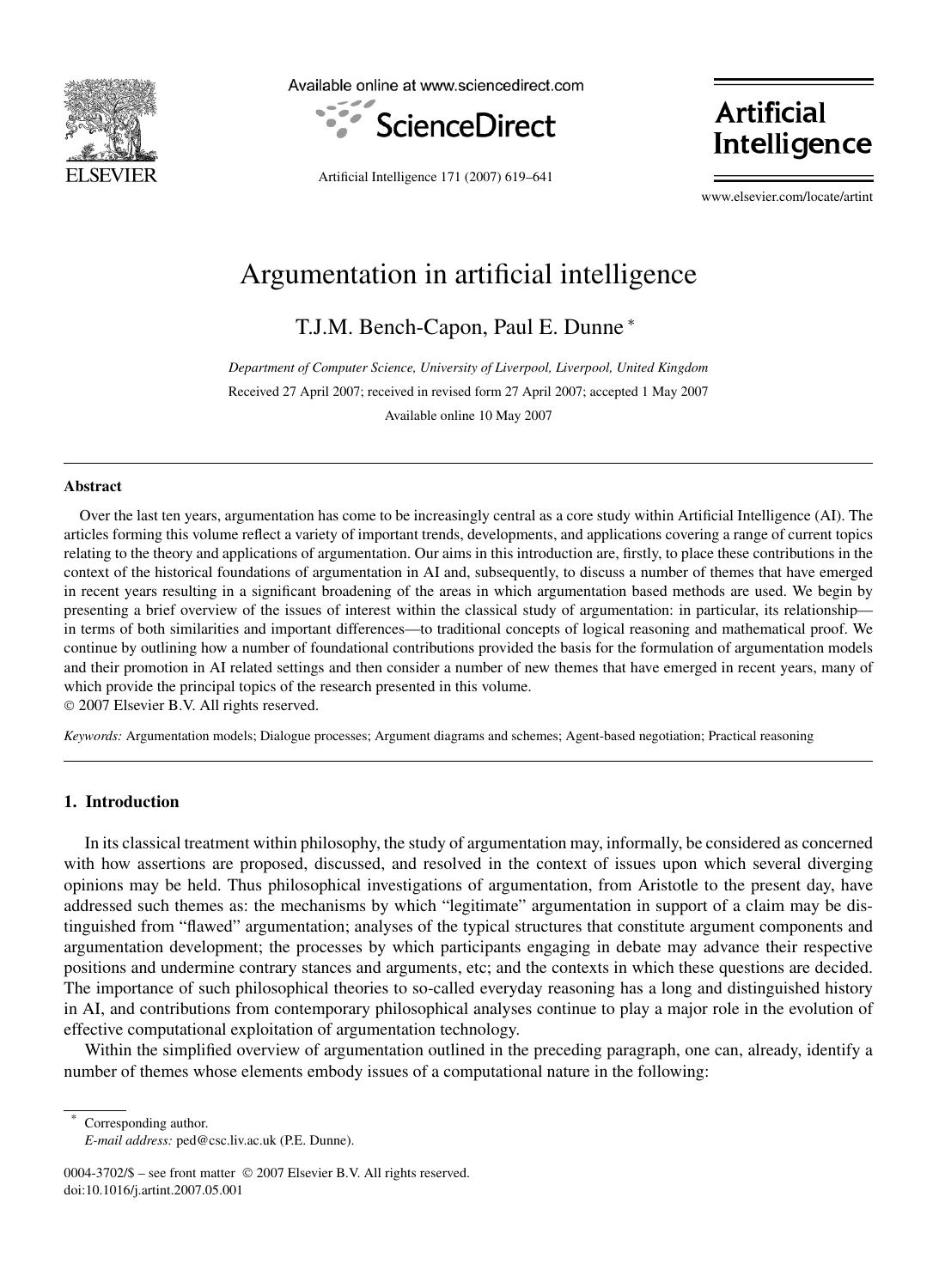# Argumentation in artificial intelligence

T.J.M. Bench-Capon, Paul E. Dunne *

*Department of Computer Science, University of Liverpool, Liverpool, United Kingdom*

Received 27 April 2007; received in revised form 27 April 2007; accepted 1 May 2007

Available online 10 May 2007

## Abstract

Over the last ten years, argumentation has come to be increasingly central as a core study within Artificial Intelligence (AI). The articles forming this volume reflect a variety of important trends, developments, and applications covering a range of current topics relating to the theory and applications of argumentation. Our aims in this introduction are, firstly, to place these contributions in the context of the historical foundations of argumentation in AI and, subsequently, to discuss a number of themes that have emerged in recent years resulting in a significant broadening of the areas in which argumentation based methods are used. We begin by presenting a brief overview of the issues of interest within the classical study of argumentation: in particular, its relationship—in terms of both similarities and important differences—to traditional concepts of logical reasoning and mathematical proof. We continue by outlining how a number of foundational contributions provided the basis for the formulation of argumentation models and their promotion in AI related settings and then consider a number of new themes that have emerged in recent years, many of which provide the principal topics of the research presented in this volume.

© 2007 Elsevier B.V. All rights reserved.

*Keywords:* Argumentation models; Dialogue processes; Argument diagrams and schemes; Agent-based negotiation; Practical reasoning

## 1. Introduction

In its classical treatment within philosophy, the study of argumentation may, informally, be considered as concerned with how assertions are proposed, discussed, and resolved in the context of issues upon which several diverging opinions may be held. Thus philosophical investigations of argumentation, from Aristotle to the present day, have addressed such themes as: the mechanisms by which "legitimate" argumentation in support of a claim may be distinguished from "flawed" argumentation; analyses of the typical structures that constitute argument components and argumentation development; the processes by which participants engaging in debate may advance their respective positions and undermine contrary stances and arguments, etc; and the contexts in which these questions are decided. The importance of such philosophical theories to so-called everyday reasoning has a long and distinguished history in AI, and contributions from contemporary philosophical analyses continue to play a major role in the evolution of effective computational exploitation of argumentation technology.

Within the simplified overview of argumentation outlined in the preceding paragraph, one can, already, identify a number of themes whose elements embody issues of a computational nature in the following:

---

* Corresponding author.
*E-mail address:* ped@csc.liv.ac.uk (P.E. Dunne).

0004-3702/$ – see front matter © 2007 Elsevier B.V. All rights reserved.
doi:10.1016/j.artint.2007.05.001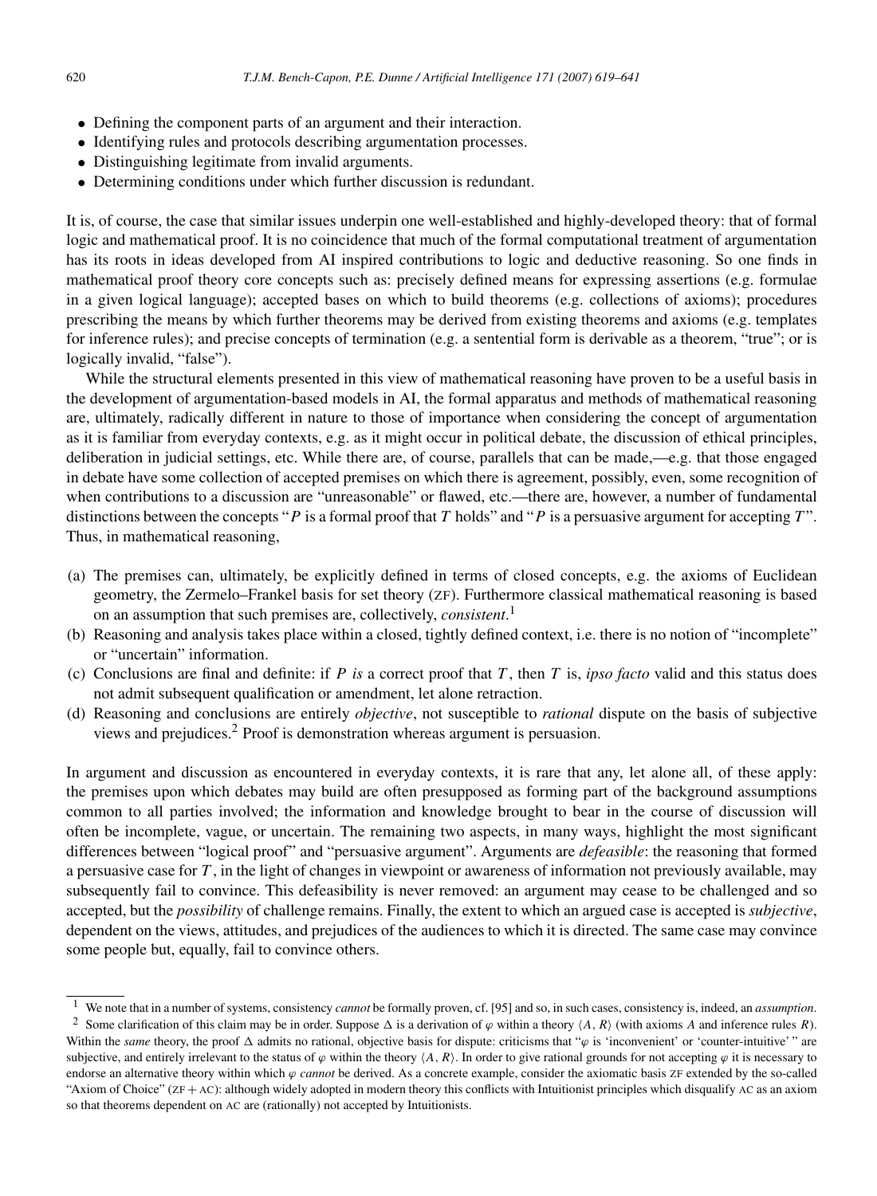- Defining the component parts of an argument and their interaction.
- Identifying rules and protocols describing argumentation processes.
- Distinguishing legitimate from invalid arguments.
- Determining conditions under which further discussion is redundant.

It is, of course, the case that similar issues underpin one well-established and highly-developed theory: that of formal logic and mathematical proof. It is no coincidence that much of the formal computational treatment of argumentation has its roots in ideas developed from AI inspired contributions to logic and deductive reasoning. So one finds in mathematical proof theory core concepts such as: precisely defined means for expressing assertions (e.g. formulae in a given logical language); accepted bases on which to build theorems (e.g. collections of axioms); procedures prescribing the means by which further theorems may be derived from existing theorems and axioms (e.g. templates for inference rules); and precise concepts of termination (e.g. a sentential form is derivable as a theorem, "true"; or is logically invalid, "false").

While the structural elements presented in this view of mathematical reasoning have proven to be a useful basis in the development of argumentation-based models in AI, the formal apparatus and methods of mathematical reasoning are, ultimately, radically different in nature to those of importance when considering the concept of argumentation as it is familiar from everyday contexts, e.g. as it might occur in political debate, the discussion of ethical principles, deliberation in judicial settings, etc. While there are, of course, parallels that can be made,—e.g. that those engaged in debate have some collection of accepted premises on which there is agreement, possibly, even, some recognition of when contributions to a discussion are "unreasonable" or flawed, etc.—there are, however, a number of fundamental distinctions between the concepts "$P$ is a formal proof that $T$ holds" and "$P$ is a persuasive argument for accepting $T$". Thus, in mathematical reasoning,

(a) The premises can, ultimately, be explicitly defined in terms of closed concepts, e.g. the axioms of Euclidean geometry, the Zermelo–Frankel basis for set theory (ZF). Furthermore classical mathematical reasoning is based on an assumption that such premises are, collectively, *consistent*.[1]
(b) Reasoning and analysis takes place within a closed, tightly defined context, i.e. there is no notion of "incomplete" or "uncertain" information.
(c) Conclusions are final and definite: if $P$ *is* a correct proof that $T$, then $T$ is, *ipso facto* valid and this status does not admit subsequent qualification or amendment, let alone retraction.
(d) Reasoning and conclusions are entirely *objective*, not susceptible to *rational* dispute on the basis of subjective views and prejudices.[2] Proof is demonstration whereas argument is persuasion.

In argument and discussion as encountered in everyday contexts, it is rare that any, let alone all, of these apply: the premises upon which debates may build are often presupposed as forming part of the background assumptions common to all parties involved; the information and knowledge brought to bear in the course of discussion will often be incomplete, vague, or uncertain. The remaining two aspects, in many ways, highlight the most significant differences between "logical proof" and "persuasive argument". Arguments are *defeasible*: the reasoning that formed a persuasive case for $T$, in the light of changes in viewpoint or awareness of information not previously available, may subsequently fail to convince. This defeasibility is never removed: an argument may cease to be challenged and so accepted, but the *possibility* of challenge remains. Finally, the extent to which an argued case is accepted is *subjective*, dependent on the views, attitudes, and prejudices of the audiences to which it is directed. The same case may convince some people but, equally, fail to convince others.

---

[1] We note that in a number of systems, consistency *cannot* be formally proven, cf. [95] and so, in such cases, consistency is, indeed, an *assumption*.

[2] Some clarification of this claim may be in order. Suppose $\Delta$ is a derivation of $\varphi$ within a theory $\langle A, R\rangle$ (with axioms $A$ and inference rules $R$). Within the *same* theory, the proof $\Delta$ admits no rational, objective basis for dispute: criticisms that "$\varphi$ is 'inconvenient' or 'counter-intuitive'" are subjective, and entirely irrelevant to the status of $\varphi$ within the theory $\langle A, R\rangle$. In order to give rational grounds for not accepting $\varphi$ it is necessary to endorse an alternative theory within which $\varphi$ *cannot* be derived. As a concrete example, consider the axiomatic basis ZF extended by the so-called "Axiom of Choice" (ZF + AC): although widely adopted in modern theory this conflicts with Intuitionist principles which disqualify AC as an axiom so that theorems dependent on AC are (rationally) not accepted by Intuitionists.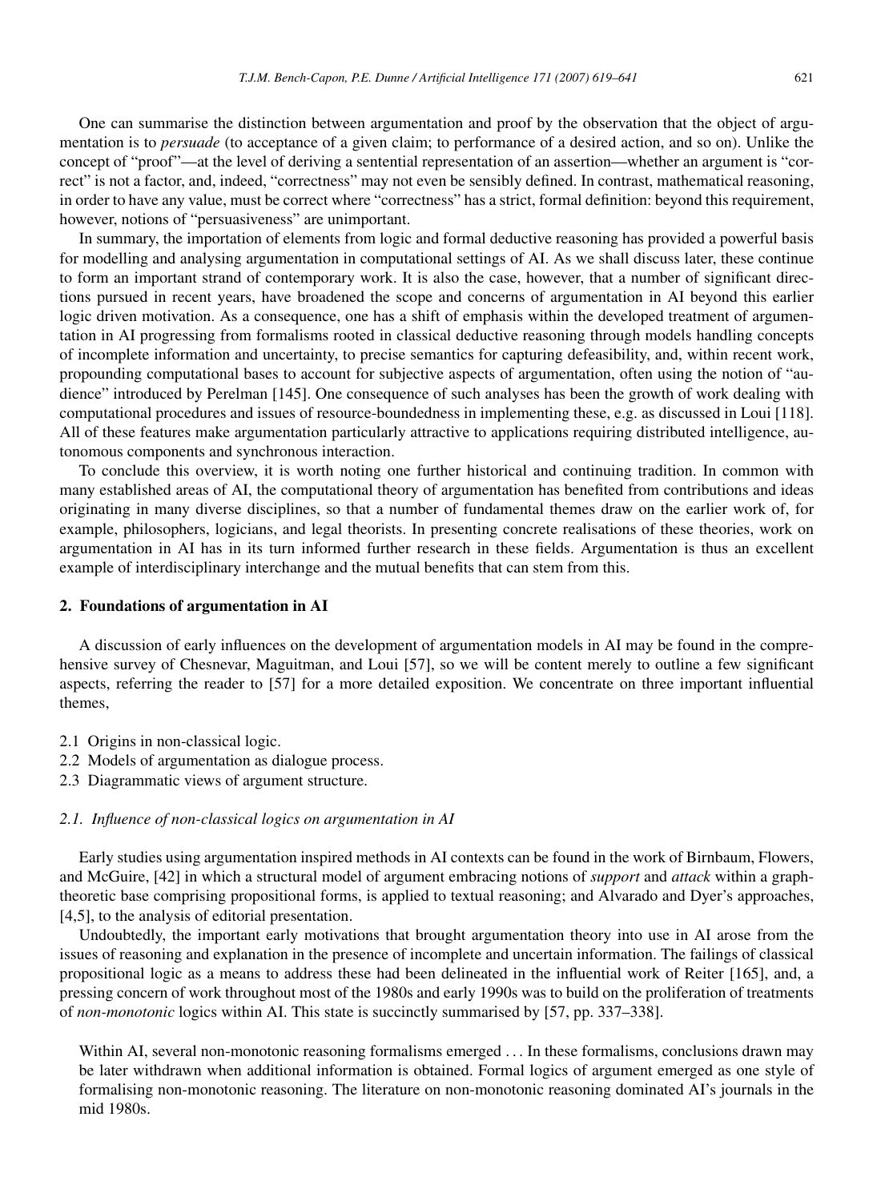One can summarise the distinction between argumentation and proof by the observation that the object of argumentation is to *persuade* (to acceptance of a given claim; to performance of a desired action, and so on). Unlike the concept of "proof"—at the level of deriving a sentential representation of an assertion—whether an argument is "correct" is not a factor, and, indeed, "correctness" may not even be sensibly defined. In contrast, mathematical reasoning, in order to have any value, must be correct where "correctness" has a strict, formal definition: beyond this requirement, however, notions of "persuasiveness" are unimportant.

In summary, the importation of elements from logic and formal deductive reasoning has provided a powerful basis for modelling and analysing argumentation in computational settings of AI. As we shall discuss later, these continue to form an important strand of contemporary work. It is also the case, however, that a number of significant directions pursued in recent years, have broadened the scope and concerns of argumentation in AI beyond this earlier logic driven motivation. As a consequence, one has a shift of emphasis within the developed treatment of argumentation in AI progressing from formalisms rooted in classical deductive reasoning through models handling concepts of incomplete information and uncertainty, to precise semantics for capturing defeasibility, and, within recent work, propounding computational bases to account for subjective aspects of argumentation, often using the notion of "audience" introduced by Perelman [145]. One consequence of such analyses has been the growth of work dealing with computational procedures and issues of resource-boundedness in implementing these, e.g. as discussed in Loui [118]. All of these features make argumentation particularly attractive to applications requiring distributed intelligence, autonomous components and synchronous interaction.

To conclude this overview, it is worth noting one further historical and continuing tradition. In common with many established areas of AI, the computational theory of argumentation has benefited from contributions and ideas originating in many diverse disciplines, so that a number of fundamental themes draw on the earlier work of, for example, philosophers, logicians, and legal theorists. In presenting concrete realisations of these theories, work on argumentation in AI has in its turn informed further research in these fields. Argumentation is thus an excellent example of interdisciplinary interchange and the mutual benefits that can stem from this.

## 2. Foundations of argumentation in AI

A discussion of early influences on the development of argumentation models in AI may be found in the comprehensive survey of Chesnevar, Maguitman, and Loui [57], so we will be content merely to outline a few significant aspects, referring the reader to [57] for a more detailed exposition. We concentrate on three important influential themes,

2.1 Origins in non-classical logic.
2.2 Models of argumentation as dialogue process.
2.3 Diagrammatic views of argument structure.

### *2.1. Influence of non-classical logics on argumentation in AI*

Early studies using argumentation inspired methods in AI contexts can be found in the work of Birnbaum, Flowers, and McGuire, [42] in which a structural model of argument embracing notions of *support* and *attack* within a graph-theoretic base comprising propositional forms, is applied to textual reasoning; and Alvarado and Dyer's approaches, [4,5], to the analysis of editorial presentation.

Undoubtedly, the important early motivations that brought argumentation theory into use in AI arose from the issues of reasoning and explanation in the presence of incomplete and uncertain information. The failings of classical propositional logic as a means to address these had been delineated in the influential work of Reiter [165], and, a pressing concern of work throughout most of the 1980s and early 1990s was to build on the proliferation of treatments of *non-monotonic* logics within AI. This state is succinctly summarised by [57, pp. 337–338].

> Within AI, several non-monotonic reasoning formalisms emerged ... In these formalisms, conclusions drawn may be later withdrawn when additional information is obtained. Formal logics of argument emerged as one style of formalising non-monotonic reasoning. The literature on non-monotonic reasoning dominated AI's journals in the mid 1980s.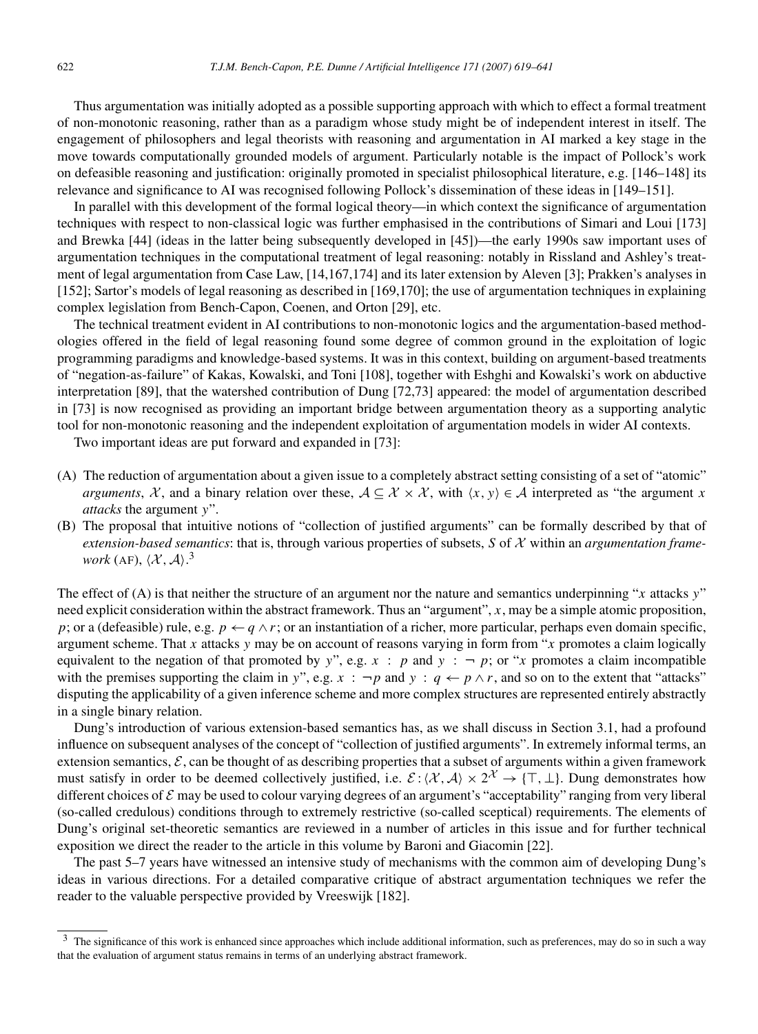Thus argumentation was initially adopted as a possible supporting approach with which to effect a formal treatment of non-monotonic reasoning, rather than as a paradigm whose study might be of independent interest in itself. The engagement of philosophers and legal theorists with reasoning and argumentation in AI marked a key stage in the move towards computationally grounded models of argument. Particularly notable is the impact of Pollock's work on defeasible reasoning and justification: originally promoted in specialist philosophical literature, e.g. [146–148] its relevance and significance to AI was recognised following Pollock's dissemination of these ideas in [149–151].

In parallel with this development of the formal logical theory—in which context the significance of argumentation techniques with respect to non-classical logic was further emphasised in the contributions of Simari and Loui [173] and Brewka [44] (ideas in the latter being subsequently developed in [45])—the early 1990s saw important uses of argumentation techniques in the computational treatment of legal reasoning: notably in Rissland and Ashley's treatment of legal argumentation from Case Law, [14,167,174] and its later extension by Aleven [3]; Prakken's analyses in [152]; Sartor's models of legal reasoning as described in [169,170]; the use of argumentation techniques in explaining complex legislation from Bench-Capon, Coenen, and Orton [29], etc.

The technical treatment evident in AI contributions to non-monotonic logics and the argumentation-based methodologies offered in the field of legal reasoning found some degree of common ground in the exploitation of logic programming paradigms and knowledge-based systems. It was in this context, building on argument-based treatments of "negation-as-failure" of Kakas, Kowalski, and Toni [108], together with Eshghi and Kowalski's work on abductive interpretation [89], that the watershed contribution of Dung [72,73] appeared: the model of argumentation described in [73] is now recognised as providing an important bridge between argumentation theory as a supporting analytic tool for non-monotonic reasoning and the independent exploitation of argumentation models in wider AI contexts.

Two important ideas are put forward and expanded in [73]:

(A) The reduction of argumentation about a given issue to a completely abstract setting consisting of a set of "atomic" *arguments*, $\mathcal{X}$, and a binary relation over these, $\mathcal{A} \subseteq \mathcal{X} \times \mathcal{X}$, with $\langle x, y\rangle \in \mathcal{A}$ interpreted as "the argument $x$ *attacks* the argument $y$".

(B) The proposal that intuitive notions of "collection of justified arguments" can be formally described by that of *extension-based semantics*: that is, through various properties of subsets, $S$ of $\mathcal{X}$ within an *argumentation framework* (AF), $\langle \mathcal{X}, \mathcal{A}\rangle$.[3]

The effect of (A) is that neither the structure of an argument nor the nature and semantics underpinning "$x$ attacks $y$" need explicit consideration within the abstract framework. Thus an "argument", $x$, may be a simple atomic proposition, $p$; or a (defeasible) rule, e.g. $p \leftarrow q \wedge r$; or an instantiation of a richer, more particular, perhaps even domain specific, argument scheme. That $x$ attacks $y$ may be on account of reasons varying in form from "$x$ promotes a claim logically equivalent to the negation of that promoted by $y$", e.g. $x : p$ and $y : \neg p$; or "$x$ promotes a claim incompatible with the premises supporting the claim in $y$", e.g. $x : \neg p$ and $y : q \leftarrow p \wedge r$, and so on to the extent that "attacks" disputing the applicability of a given inference scheme and more complex structures are represented entirely abstractly in a single binary relation.

Dung's introduction of various extension-based semantics has, as we shall discuss in Section 3.1, had a profound influence on subsequent analyses of the concept of "collection of justified arguments". In extremely informal terms, an extension semantics, $\mathcal{E}$, can be thought of as describing properties that a subset of arguments within a given framework must satisfy in order to be deemed collectively justified, i.e. $\mathcal{E} : \langle \mathcal{X}, \mathcal{A}\rangle \times 2^{\mathcal{X}} \to \{\top, \bot\}$. Dung demonstrates how different choices of $\mathcal{E}$ may be used to colour varying degrees of an argument's "acceptability" ranging from very liberal (so-called credulous) conditions through to extremely restrictive (so-called sceptical) requirements. The elements of Dung's original set-theoretic semantics are reviewed in a number of articles in this issue and for further technical exposition we direct the reader to the article in this volume by Baroni and Giacomin [22].

The past 5–7 years have witnessed an intensive study of mechanisms with the common aim of developing Dung's ideas in various directions. For a detailed comparative critique of abstract argumentation techniques we refer the reader to the valuable perspective provided by Vreeswijk [182].

[3] The significance of this work is enhanced since approaches which include additional information, such as preferences, may do so in such a way that the evaluation of argument status remains in terms of an underlying abstract framework.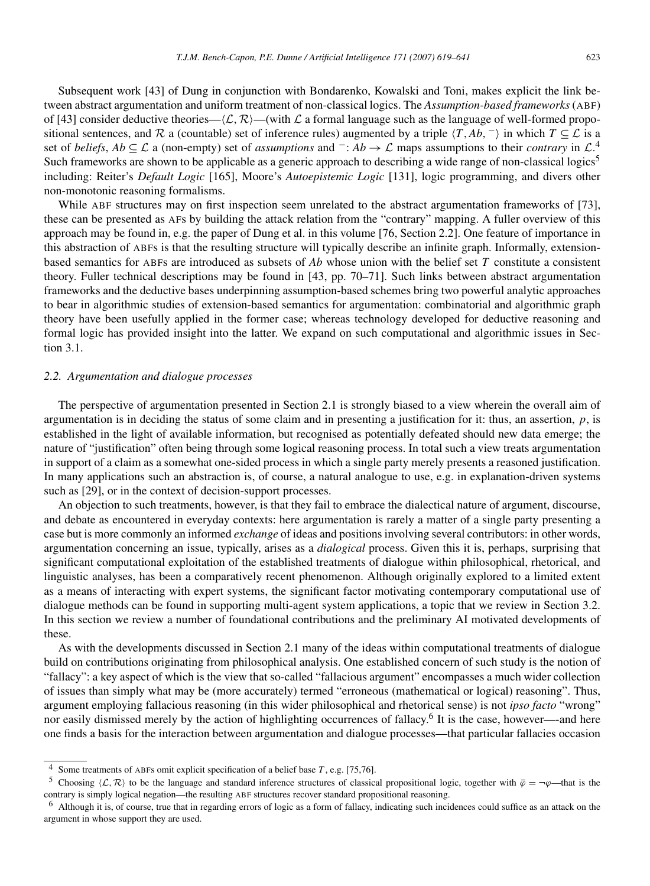Subsequent work [43] of Dung in conjunction with Bondarenko, Kowalski and Toni, makes explicit the link between abstract argumentation and uniform treatment of non-classical logics. The *Assumption-based frameworks* (ABF) of [43] consider deductive theories—$\langle \mathcal{L}, \mathcal{R} \rangle$—(with $\mathcal{L}$ a formal language such as the language of well-formed propositional sentences, and $\mathcal{R}$ a (countable) set of inference rules) augmented by a triple $\langle T, Ab, ^{-} \rangle$ in which $T \subseteq \mathcal{L}$ is a set of *beliefs*, $Ab \subseteq \mathcal{L}$ a (non-empty) set of *assumptions* and $^{-}: Ab \to \mathcal{L}$ maps assumptions to their *contrary* in $\mathcal{L}$.[4] Such frameworks are shown to be applicable as a generic approach to describing a wide range of non-classical logics[5] including: Reiter's *Default Logic* [165], Moore's *Autoepistemic Logic* [131], logic programming, and divers other non-monotonic reasoning formalisms.

While ABF structures may on first inspection seem unrelated to the abstract argumentation frameworks of [73], these can be presented as AFs by building the attack relation from the "contrary" mapping. A fuller overview of this approach may be found in, e.g. the paper of Dung et al. in this volume [76, Section 2.2]. One feature of importance in this abstraction of ABFs is that the resulting structure will typically describe an infinite graph. Informally, extension-based semantics for ABFs are introduced as subsets of $Ab$ whose union with the belief set $T$ constitute a consistent theory. Fuller technical descriptions may be found in [43, pp. 70–71]. Such links between abstract argumentation frameworks and the deductive bases underpinning assumption-based schemes bring two powerful analytic approaches to bear in algorithmic studies of extension-based semantics for argumentation: combinatorial and algorithmic graph theory have been usefully applied in the former case; whereas technology developed for deductive reasoning and formal logic has provided insight into the latter. We expand on such computational and algorithmic issues in Section 3.1.

### 2.2. Argumentation and dialogue processes

The perspective of argumentation presented in Section 2.1 is strongly biased to a view wherein the overall aim of argumentation is in deciding the status of some claim and in presenting a justification for it: thus, an assertion, $p$, is established in the light of available information, but recognised as potentially defeated should new data emerge; the nature of "justification" often being through some logical reasoning process. In total such a view treats argumentation in support of a claim as a somewhat one-sided process in which a single party merely presents a reasoned justification. In many applications such an abstraction is, of course, a natural analogue to use, e.g. in explanation-driven systems such as [29], or in the context of decision-support processes.

An objection to such treatments, however, is that they fail to embrace the dialectical nature of argument, discourse, and debate as encountered in everyday contexts: here argumentation is rarely a matter of a single party presenting a case but is more commonly an informed *exchange* of ideas and positions involving several contributors: in other words, argumentation concerning an issue, typically, arises as a *dialogical* process. Given this it is, perhaps, surprising that significant computational exploitation of the established treatments of dialogue within philosophical, rhetorical, and linguistic analyses, has been a comparatively recent phenomenon. Although originally explored to a limited extent as a means of interacting with expert systems, the significant factor motivating contemporary computational use of dialogue methods can be found in supporting multi-agent system applications, a topic that we review in Section 3.2. In this section we review a number of foundational contributions and the preliminary AI motivated developments of these.

As with the developments discussed in Section 2.1 many of the ideas within computational treatments of dialogue build on contributions originating from philosophical analysis. One established concern of such study is the notion of "fallacy": a key aspect of which is the view that so-called "fallacious argument" encompasses a much wider collection of issues than simply what may be (more accurately) termed "erroneous (mathematical or logical) reasoning". Thus, argument employing fallacious reasoning (in this wider philosophical and rhetorical sense) is not *ipso facto* "wrong" nor easily dismissed merely by the action of highlighting occurrences of fallacy.[6] It is the case, however—-and here one finds a basis for the interaction between argumentation and dialogue processes—that particular fallacies occasion

---

[4] Some treatments of ABFs omit explicit specification of a belief base $T$, e.g. [75,76].

[5] Choosing $\langle \mathcal{L}, \mathcal{R} \rangle$ to be the language and standard inference structures of classical propositional logic, together with $\bar{\varphi} = \neg\varphi$—that is the contrary is simply logical negation—the resulting ABF structures recover standard propositional reasoning.

[6] Although it is, of course, true that in regarding errors of logic as a form of fallacy, indicating such incidences could suffice as an attack on the argument in whose support they are used.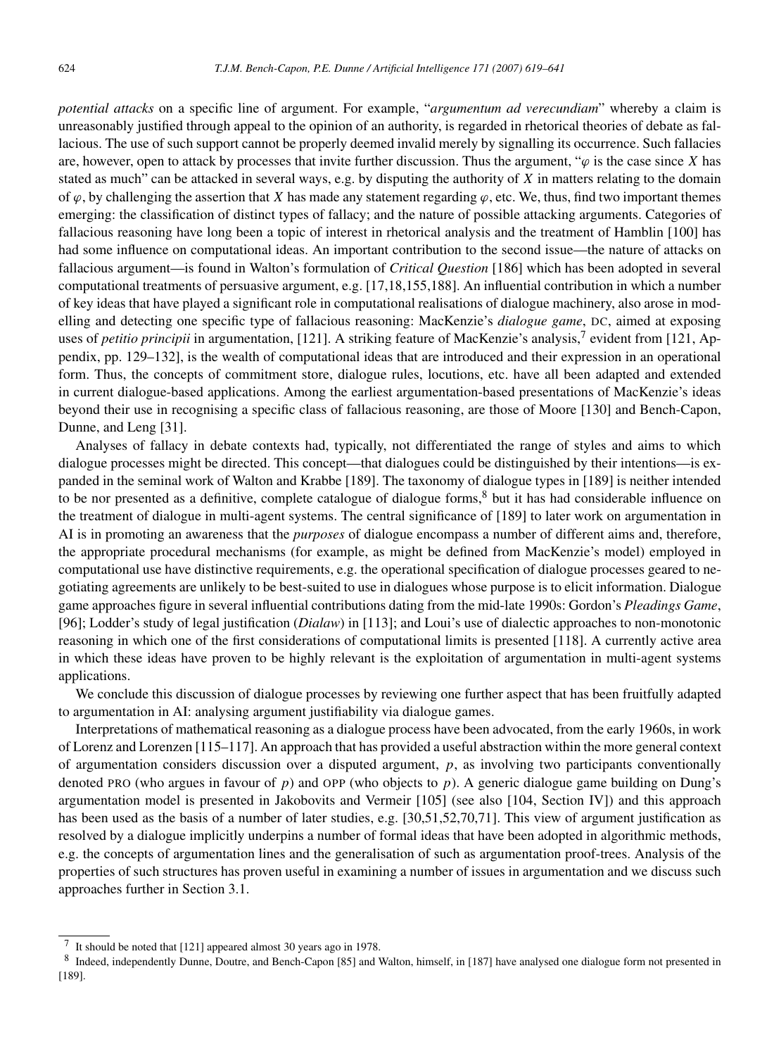*potential attacks* on a specific line of argument. For example, "*argumentum ad verecundiam*" whereby a claim is unreasonably justified through appeal to the opinion of an authority, is regarded in rhetorical theories of debate as fallacious. The use of such support cannot be properly deemed invalid merely by signalling its occurrence. Such fallacies are, however, open to attack by processes that invite further discussion. Thus the argument, "$\varphi$ is the case since $X$ has stated as much" can be attacked in several ways, e.g. by disputing the authority of $X$ in matters relating to the domain of $\varphi$, by challenging the assertion that $X$ has made any statement regarding $\varphi$, etc. We, thus, find two important themes emerging: the classification of distinct types of fallacy; and the nature of possible attacking arguments. Categories of fallacious reasoning have long been a topic of interest in rhetorical analysis and the treatment of Hamblin [100] has had some influence on computational ideas. An important contribution to the second issue—the nature of attacks on fallacious argument—is found in Walton's formulation of *Critical Question* [186] which has been adopted in several computational treatments of persuasive argument, e.g. [17,18,155,188]. An influential contribution in which a number of key ideas that have played a significant role in computational realisations of dialogue machinery, also arose in modelling and detecting one specific type of fallacious reasoning: MacKenzie's *dialogue game*, DC, aimed at exposing uses of *petitio principii* in argumentation, [121]. A striking feature of MacKenzie's analysis,[7] evident from [121, Appendix, pp. 129–132], is the wealth of computational ideas that are introduced and their expression in an operational form. Thus, the concepts of commitment store, dialogue rules, locutions, etc. have all been adapted and extended in current dialogue-based applications. Among the earliest argumentation-based presentations of MacKenzie's ideas beyond their use in recognising a specific class of fallacious reasoning, are those of Moore [130] and Bench-Capon, Dunne, and Leng [31].

Analyses of fallacy in debate contexts had, typically, not differentiated the range of styles and aims to which dialogue processes might be directed. This concept—that dialogues could be distinguished by their intentions—is expanded in the seminal work of Walton and Krabbe [189]. The taxonomy of dialogue types in [189] is neither intended to be nor presented as a definitive, complete catalogue of dialogue forms,[8] but it has had considerable influence on the treatment of dialogue in multi-agent systems. The central significance of [189] to later work on argumentation in AI is in promoting an awareness that the *purposes* of dialogue encompass a number of different aims and, therefore, the appropriate procedural mechanisms (for example, as might be defined from MacKenzie's model) employed in computational use have distinctive requirements, e.g. the operational specification of dialogue processes geared to negotiating agreements are unlikely to be best-suited to use in dialogues whose purpose is to elicit information. Dialogue game approaches figure in several influential contributions dating from the mid-late 1990s: Gordon's *Pleadings Game*, [96]; Lodder's study of legal justification (*Dialaw*) in [113]; and Loui's use of dialectic approaches to non-monotonic reasoning in which one of the first considerations of computational limits is presented [118]. A currently active area in which these ideas have proven to be highly relevant is the exploitation of argumentation in multi-agent systems applications.

We conclude this discussion of dialogue processes by reviewing one further aspect that has been fruitfully adapted to argumentation in AI: analysing argument justifiability via dialogue games.

Interpretations of mathematical reasoning as a dialogue process have been advocated, from the early 1960s, in work of Lorenz and Lorenzen [115–117]. An approach that has provided a useful abstraction within the more general context of argumentation considers discussion over a disputed argument, $p$, as involving two participants conventionally denoted PRO (who argues in favour of $p$) and OPP (who objects to $p$). A generic dialogue game building on Dung's argumentation model is presented in Jakobovits and Vermeir [105] (see also [104, Section IV]) and this approach has been used as the basis of a number of later studies, e.g. [30,51,52,70,71]. This view of argument justification as resolved by a dialogue implicitly underpins a number of formal ideas that have been adopted in algorithmic methods, e.g. the concepts of argumentation lines and the generalisation of such as argumentation proof-trees. Analysis of the properties of such structures has proven useful in examining a number of issues in argumentation and we discuss such approaches further in Section 3.1.

---

[7] It should be noted that [121] appeared almost 30 years ago in 1978.

[8] Indeed, independently Dunne, Doutre, and Bench-Capon [85] and Walton, himself, in [187] have analysed one dialogue form not presented in [189].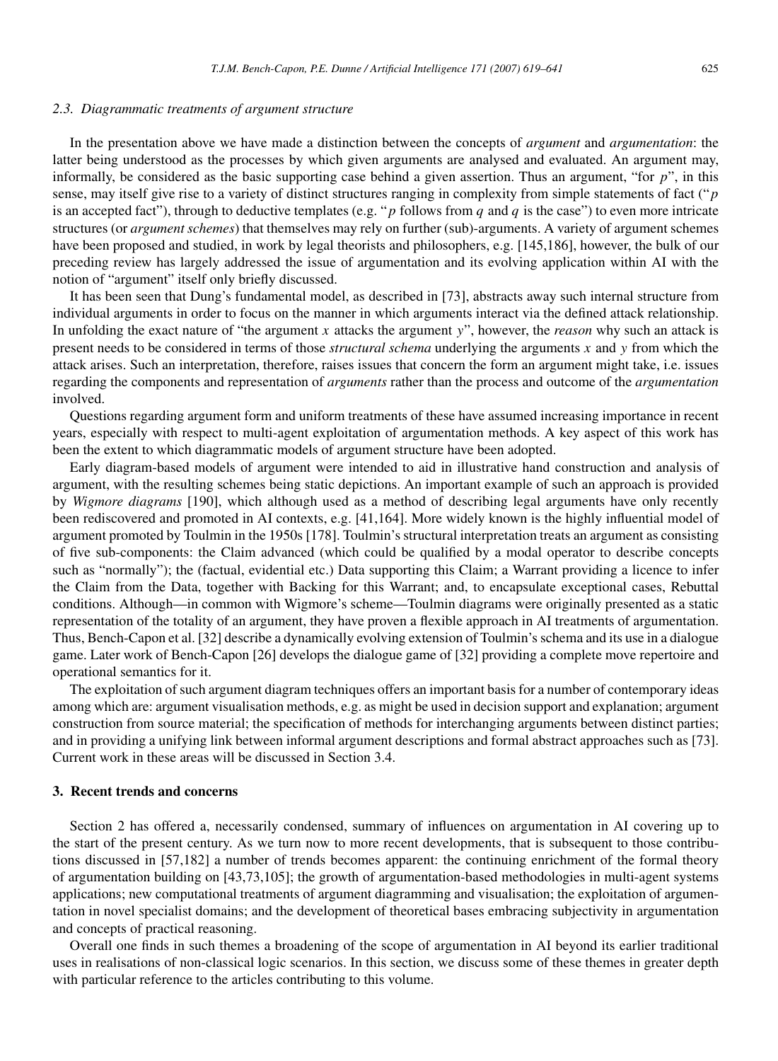### 2.3. Diagrammatic treatments of argument structure

In the presentation above we have made a distinction between the concepts of *argument* and *argumentation*: the latter being understood as the processes by which given arguments are analysed and evaluated. An argument may, informally, be considered as the basic supporting case behind a given assertion. Thus an argument, "for $p$", in this sense, may itself give rise to a variety of distinct structures ranging in complexity from simple statements of fact ("$p$ is an accepted fact"), through to deductive templates (e.g. "$p$ follows from $q$ and $q$ is the case") to even more intricate structures (or *argument schemes*) that themselves may rely on further (sub)-arguments. A variety of argument schemes have been proposed and studied, in work by legal theorists and philosophers, e.g. [145,186], however, the bulk of our preceding review has largely addressed the issue of argumentation and its evolving application within AI with the notion of "argument" itself only briefly discussed.

It has been seen that Dung's fundamental model, as described in [73], abstracts away such internal structure from individual arguments in order to focus on the manner in which arguments interact via the defined attack relationship. In unfolding the exact nature of "the argument $x$ attacks the argument $y$", however, the *reason* why such an attack is present needs to be considered in terms of those *structural schema* underlying the arguments $x$ and $y$ from which the attack arises. Such an interpretation, therefore, raises issues that concern the form an argument might take, i.e. issues regarding the components and representation of *arguments* rather than the process and outcome of the *argumentation* involved.

Questions regarding argument form and uniform treatments of these have assumed increasing importance in recent years, especially with respect to multi-agent exploitation of argumentation methods. A key aspect of this work has been the extent to which diagrammatic models of argument structure have been adopted.

Early diagram-based models of argument were intended to aid in illustrative hand construction and analysis of argument, with the resulting schemes being static depictions. An important example of such an approach is provided by *Wigmore diagrams* [190], which although used as a method of describing legal arguments have only recently been rediscovered and promoted in AI contexts, e.g. [41,164]. More widely known is the highly influential model of argument promoted by Toulmin in the 1950s [178]. Toulmin's structural interpretation treats an argument as consisting of five sub-components: the Claim advanced (which could be qualified by a modal operator to describe concepts such as "normally"); the (factual, evidential etc.) Data supporting this Claim; a Warrant providing a licence to infer the Claim from the Data, together with Backing for this Warrant; and, to encapsulate exceptional cases, Rebuttal conditions. Although—in common with Wigmore's scheme—Toulmin diagrams were originally presented as a static representation of the totality of an argument, they have proven a flexible approach in AI treatments of argumentation. Thus, Bench-Capon et al. [32] describe a dynamically evolving extension of Toulmin's schema and its use in a dialogue game. Later work of Bench-Capon [26] develops the dialogue game of [32] providing a complete move repertoire and operational semantics for it.

The exploitation of such argument diagram techniques offers an important basis for a number of contemporary ideas among which are: argument visualisation methods, e.g. as might be used in decision support and explanation; argument construction from source material; the specification of methods for interchanging arguments between distinct parties; and in providing a unifying link between informal argument descriptions and formal abstract approaches such as [73]. Current work in these areas will be discussed in Section 3.4.

## 3. Recent trends and concerns

Section 2 has offered a, necessarily condensed, summary of influences on argumentation in AI covering up to the start of the present century. As we turn now to more recent developments, that is subsequent to those contributions discussed in [57,182] a number of trends becomes apparent: the continuing enrichment of the formal theory of argumentation building on [43,73,105]; the growth of argumentation-based methodologies in multi-agent systems applications; new computational treatments of argument diagramming and visualisation; the exploitation of argumentation in novel specialist domains; and the development of theoretical bases embracing subjectivity in argumentation and concepts of practical reasoning.

Overall one finds in such themes a broadening of the scope of argumentation in AI beyond its earlier traditional uses in realisations of non-classical logic scenarios. In this section, we discuss some of these themes in greater depth with particular reference to the articles contributing to this volume.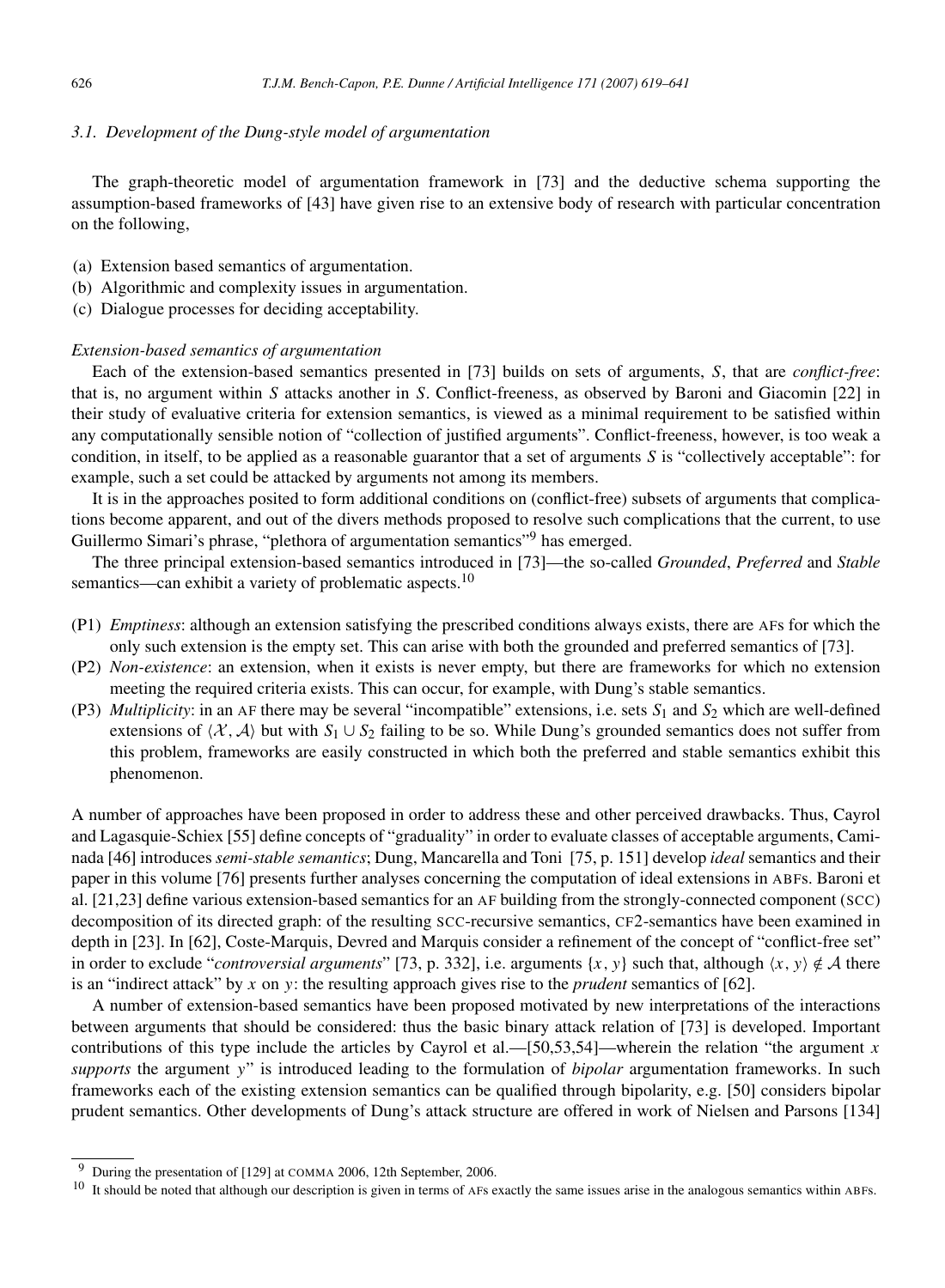### 3.1. Development of the Dung-style model of argumentation

The graph-theoretic model of argumentation framework in [73] and the deductive schema supporting the assumption-based frameworks of [43] have given rise to an extensive body of research with particular concentration on the following,

(a) Extension based semantics of argumentation.
(b) Algorithmic and complexity issues in argumentation.
(c) Dialogue processes for deciding acceptability.

*Extension-based semantics of argumentation*

Each of the extension-based semantics presented in [73] builds on sets of arguments, $S$, that are *conflict-free*: that is, no argument within $S$ attacks another in $S$. Conflict-freeness, as observed by Baroni and Giacomin [22] in their study of evaluative criteria for extension semantics, is viewed as a minimal requirement to be satisfied within any computationally sensible notion of "collection of justified arguments". Conflict-freeness, however, is too weak a condition, in itself, to be applied as a reasonable guarantor that a set of arguments $S$ is "collectively acceptable": for example, such a set could be attacked by arguments not among its members.

It is in the approaches posited to form additional conditions on (conflict-free) subsets of arguments that complications become apparent, and out of the divers methods proposed to resolve such complications that the current, to use Guillermo Simari's phrase, "plethora of argumentation semantics"[9] has emerged.

The three principal extension-based semantics introduced in [73]—the so-called *Grounded*, *Preferred* and *Stable* semantics—can exhibit a variety of problematic aspects.[10]

(P1) *Emptiness*: although an extension satisfying the prescribed conditions always exists, there are AFs for which the only such extension is the empty set. This can arise with both the grounded and preferred semantics of [73].
(P2) *Non-existence*: an extension, when it exists is never empty, but there are frameworks for which no extension meeting the required criteria exists. This can occur, for example, with Dung's stable semantics.
(P3) *Multiplicity*: in an AF there may be several "incompatible" extensions, i.e. sets $S_1$ and $S_2$ which are well-defined extensions of $\langle \mathcal{X}, \mathcal{A} \rangle$ but with $S_1 \cup S_2$ failing to be so. While Dung's grounded semantics does not suffer from this problem, frameworks are easily constructed in which both the preferred and stable semantics exhibit this phenomenon.

A number of approaches have been proposed in order to address these and other perceived drawbacks. Thus, Cayrol and Lagasquie-Schiex [55] define concepts of "graduality" in order to evaluate classes of acceptable arguments, Caminada [46] introduces *semi-stable semantics*; Dung, Mancarella and Toni [75, p. 151] develop *ideal* semantics and their paper in this volume [76] presents further analyses concerning the computation of ideal extensions in ABFs. Baroni et al. [21,23] define various extension-based semantics for an AF building from the strongly-connected component (SCC) decomposition of its directed graph: of the resulting SCC-recursive semantics, CF2-semantics have been examined in depth in [23]. In [62], Coste-Marquis, Devred and Marquis consider a refinement of the concept of "conflict-free set" in order to exclude "*controversial arguments*" [73, p. 332], i.e. arguments $\{x, y\}$ such that, although $\langle x, y \rangle \notin \mathcal{A}$ there is an "indirect attack" by $x$ on $y$: the resulting approach gives rise to the *prudent* semantics of [62].

A number of extension-based semantics have been proposed motivated by new interpretations of the interactions between arguments that should be considered: thus the basic binary attack relation of [73] is developed. Important contributions of this type include the articles by Cayrol et al.—[50,53,54]—wherein the relation "the argument $x$ *supports* the argument $y$" is introduced leading to the formulation of *bipolar* argumentation frameworks. In such frameworks each of the existing extension semantics can be qualified through bipolarity, e.g. [50] considers bipolar prudent semantics. Other developments of Dung's attack structure are offered in work of Nielsen and Parsons [134]

[9] During the presentation of [129] at COMMA 2006, 12th September, 2006.

[10] It should be noted that although our description is given in terms of AFs exactly the same issues arise in the analogous semantics within ABFs.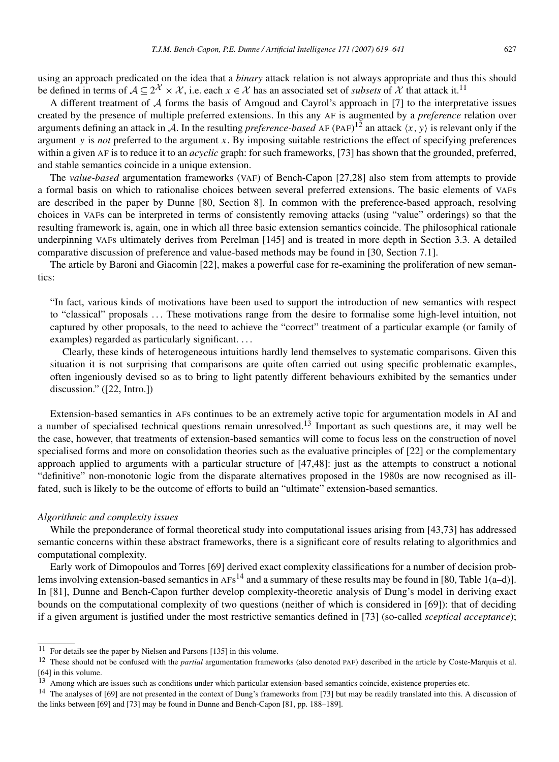using an approach predicated on the idea that a *binary* attack relation is not always appropriate and thus this should be defined in terms of $\mathcal{A} \subseteq 2^{\mathcal{X}} \times \mathcal{X}$, i.e. each $x \in \mathcal{X}$ has an associated set of *subsets* of $\mathcal{X}$ that attack it.[11]

A different treatment of $\mathcal{A}$ forms the basis of Amgoud and Cayrol's approach in [7] to the interpretative issues created by the presence of multiple preferred extensions. In this any AF is augmented by a *preference* relation over arguments defining an attack in $\mathcal{A}$. In the resulting *preference-based* AF (PAF)[12] an attack $\langle x, y\rangle$ is relevant only if the argument $y$ is *not* preferred to the argument $x$. By imposing suitable restrictions the effect of specifying preferences within a given AF is to reduce it to an *acyclic* graph: for such frameworks, [73] has shown that the grounded, preferred, and stable semantics coincide in a unique extension.

The *value-based* argumentation frameworks (VAF) of Bench-Capon [27,28] also stem from attempts to provide a formal basis on which to rationalise choices between several preferred extensions. The basic elements of VAFs are described in the paper by Dunne [80, Section 8]. In common with the preference-based approach, resolving choices in VAFs can be interpreted in terms of consistently removing attacks (using "value" orderings) so that the resulting framework is, again, one in which all three basic extension semantics coincide. The philosophical rationale underpinning VAFs ultimately derives from Perelman [145] and is treated in more depth in Section 3.3. A detailed comparative discussion of preference and value-based methods may be found in [30, Section 7.1].

The article by Baroni and Giacomin [22], makes a powerful case for re-examining the proliferation of new semantics:

> "In fact, various kinds of motivations have been used to support the introduction of new semantics with respect to "classical" proposals ... These motivations range from the desire to formalise some high-level intuition, not captured by other proposals, to the need to achieve the "correct" treatment of a particular example (or family of examples) regarded as particularly significant. ...
>
> Clearly, these kinds of heterogeneous intuitions hardly lend themselves to systematic comparisons. Given this situation it is not surprising that comparisons are quite often carried out using specific problematic examples, often ingeniously devised so as to bring to light patently different behaviours exhibited by the semantics under discussion." ([22, Intro.])

Extension-based semantics in AFs continues to be an extremely active topic for argumentation models in AI and a number of specialised technical questions remain unresolved.[13] Important as such questions are, it may well be the case, however, that treatments of extension-based semantics will come to focus less on the construction of novel specialised forms and more on consolidation theories such as the evaluative principles of [22] or the complementary approach applied to arguments with a particular structure of [47,48]: just as the attempts to construct a notional "definitive" non-monotonic logic from the disparate alternatives proposed in the 1980s are now recognised as ill-fated, such is likely to be the outcome of efforts to build an "ultimate" extension-based semantics.

*Algorithmic and complexity issues*

While the preponderance of formal theoretical study into computational issues arising from [43,73] has addressed semantic concerns within these abstract frameworks, there is a significant core of results relating to algorithmics and computational complexity.

Early work of Dimopoulos and Torres [69] derived exact complexity classifications for a number of decision problems involving extension-based semantics in AFs[14] and a summary of these results may be found in [80, Table 1(a–d)]. In [81], Dunne and Bench-Capon further develop complexity-theoretic analysis of Dung's model in deriving exact bounds on the computational complexity of two questions (neither of which is considered in [69]): that of deciding if a given argument is justified under the most restrictive semantics defined in [73] (so-called *sceptical acceptance*);

[11] For details see the paper by Nielsen and Parsons [135] in this volume.

[12] These should not be confused with the *partial* argumentation frameworks (also denoted PAF) described in the article by Coste-Marquis et al. [64] in this volume.

[13] Among which are issues such as conditions under which particular extension-based semantics coincide, existence properties etc.

[14] The analyses of [69] are not presented in the context of Dung's frameworks from [73] but may be readily translated into this. A discussion of the links between [69] and [73] may be found in Dunne and Bench-Capon [81, pp. 188–189].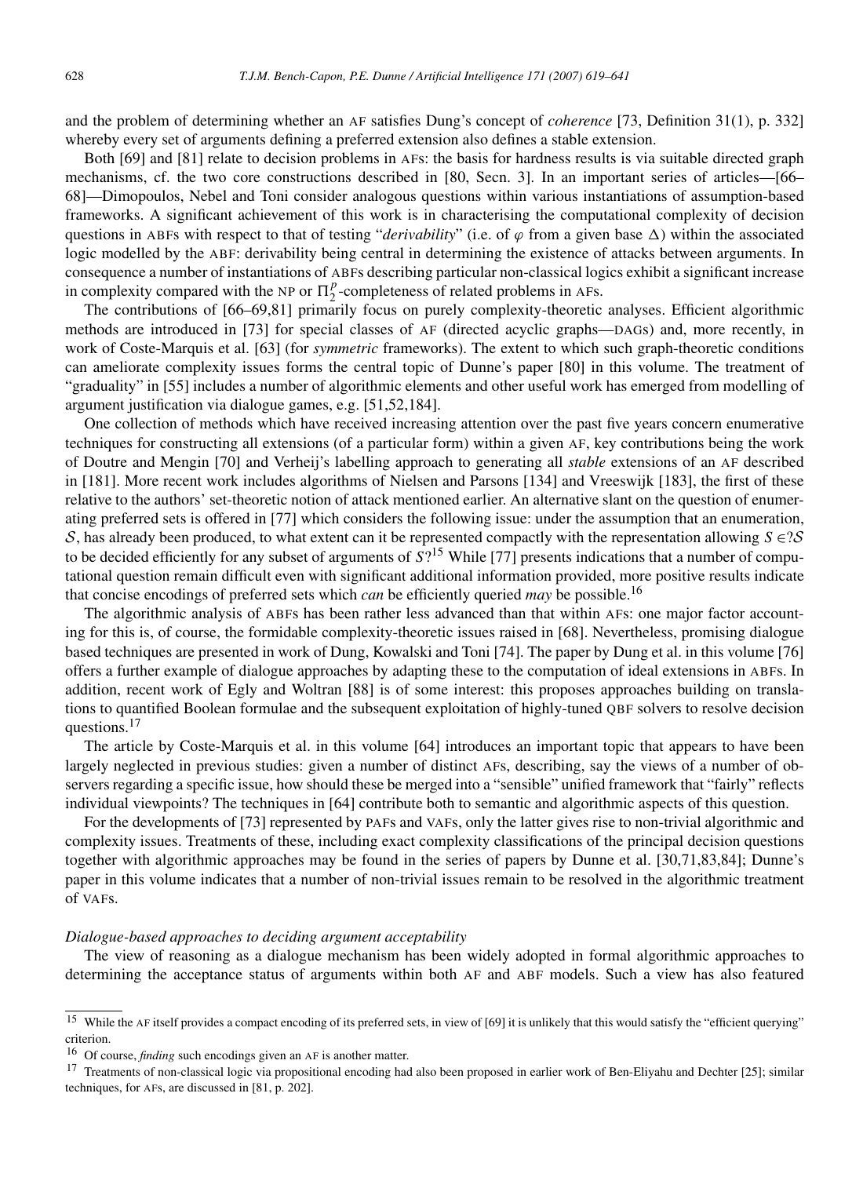and the problem of determining whether an AF satisfies Dung's concept of *coherence* [73, Definition 31(1), p. 332] whereby every set of arguments defining a preferred extension also defines a stable extension.

Both [69] and [81] relate to decision problems in AFs: the basis for hardness results is via suitable directed graph mechanisms, cf. the two core constructions described in [80, Secn. 3]. In an important series of articles—[66–68]—Dimopoulos, Nebel and Toni consider analogous questions within various instantiations of assumption-based frameworks. A significant achievement of this work is in characterising the computational complexity of decision questions in ABFs with respect to that of testing "*derivability*" (i.e. of $\varphi$ from a given base $\Delta$) within the associated logic modelled by the ABF: derivability being central in determining the existence of attacks between arguments. In consequence a number of instantiations of ABFs describing particular non-classical logics exhibit a significant increase in complexity compared with the NP or $\Pi_2^p$-completeness of related problems in AFs.

The contributions of [66–69,81] primarily focus on purely complexity-theoretic analyses. Efficient algorithmic methods are introduced in [73] for special classes of AF (directed acyclic graphs—DAGs) and, more recently, in work of Coste-Marquis et al. [63] (for *symmetric* frameworks). The extent to which such graph-theoretic conditions can ameliorate complexity issues forms the central topic of Dunne's paper [80] in this volume. The treatment of "graduality" in [55] includes a number of algorithmic elements and other useful work has emerged from modelling of argument justification via dialogue games, e.g. [51,52,184].

One collection of methods which have received increasing attention over the past five years concern enumerative techniques for constructing all extensions (of a particular form) within a given AF, key contributions being the work of Doutre and Mengin [70] and Verheij's labelling approach to generating all *stable* extensions of an AF described in [181]. More recent work includes algorithms of Nielsen and Parsons [134] and Vreeswijk [183], the first of these relative to the authors' set-theoretic notion of attack mentioned earlier. An alternative slant on the question of enumerating preferred sets is offered in [77] which considers the following issue: under the assumption that an enumeration, $\mathcal{S}$, has already been produced, to what extent can it be represented compactly with the representation allowing $S \in ?\mathcal{S}$ to be decided efficiently for any subset of arguments of $S$?[15] While [77] presents indications that a number of computational question remain difficult even with significant additional information provided, more positive results indicate that concise encodings of preferred sets which *can* be efficiently queried *may* be possible.[16]

The algorithmic analysis of ABFs has been rather less advanced than that within AFs: one major factor accounting for this is, of course, the formidable complexity-theoretic issues raised in [68]. Nevertheless, promising dialogue based techniques are presented in work of Dung, Kowalski and Toni [74]. The paper by Dung et al. in this volume [76] offers a further example of dialogue approaches by adapting these to the computation of ideal extensions in ABFs. In addition, recent work of Egly and Woltran [88] is of some interest: this proposes approaches building on translations to quantified Boolean formulae and the subsequent exploitation of highly-tuned QBF solvers to resolve decision questions.[17]

The article by Coste-Marquis et al. in this volume [64] introduces an important topic that appears to have been largely neglected in previous studies: given a number of distinct AFs, describing, say the views of a number of observers regarding a specific issue, how should these be merged into a "sensible" unified framework that "fairly" reflects individual viewpoints? The techniques in [64] contribute both to semantic and algorithmic aspects of this question.

For the developments of [73] represented by PAFs and VAFs, only the latter gives rise to non-trivial algorithmic and complexity issues. Treatments of these, including exact complexity classifications of the principal decision questions together with algorithmic approaches may be found in the series of papers by Dunne et al. [30,71,83,84]; Dunne's paper in this volume indicates that a number of non-trivial issues remain to be resolved in the algorithmic treatment of VAFs.

*Dialogue-based approaches to deciding argument acceptability*

The view of reasoning as a dialogue mechanism has been widely adopted in formal algorithmic approaches to determining the acceptance status of arguments within both AF and ABF models. Such a view has also featured

[15] While the AF itself provides a compact encoding of its preferred sets, in view of [69] it is unlikely that this would satisfy the "efficient querying" criterion.

[16] Of course, *finding* such encodings given an AF is another matter.

[17] Treatments of non-classical logic via propositional encoding had also been proposed in earlier work of Ben-Eliyahu and Dechter [25]; similar techniques, for AFs, are discussed in [81, p. 202].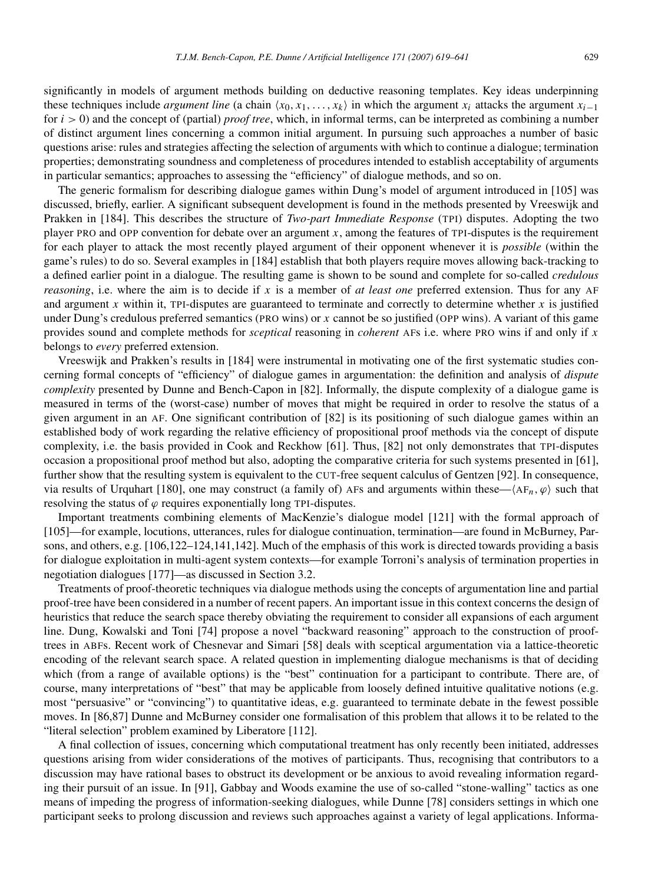significantly in models of argument methods building on deductive reasoning templates. Key ideas underpinning these techniques include *argument line* (a chain $\langle x_0, x_1, \ldots, x_k\rangle$ in which the argument $x_i$ attacks the argument $x_{i-1}$ for $i > 0$) and the concept of (partial) *proof tree*, which, in informal terms, can be interpreted as combining a number of distinct argument lines concerning a common initial argument. In pursuing such approaches a number of basic questions arise: rules and strategies affecting the selection of arguments with which to continue a dialogue; termination properties; demonstrating soundness and completeness of procedures intended to establish acceptability of arguments in particular semantics; approaches to assessing the "efficiency" of dialogue methods, and so on.

The generic formalism for describing dialogue games within Dung's model of argument introduced in [105] was discussed, briefly, earlier. A significant subsequent development is found in the methods presented by Vreeswijk and Prakken in [184]. This describes the structure of *Two-part Immediate Response* (TPI) disputes. Adopting the two player PRO and OPP convention for debate over an argument $x$, among the features of TPI-disputes is the requirement for each player to attack the most recently played argument of their opponent whenever it is *possible* (within the game's rules) to do so. Several examples in [184] establish that both players require moves allowing back-tracking to a defined earlier point in a dialogue. The resulting game is shown to be sound and complete for so-called *credulous reasoning*, i.e. where the aim is to decide if $x$ is a member of *at least one* preferred extension. Thus for any AF and argument $x$ within it, TPI-disputes are guaranteed to terminate and correctly to determine whether $x$ is justified under Dung's credulous preferred semantics (PRO wins) or $x$ cannot be so justified (OPP wins). A variant of this game provides sound and complete methods for *sceptical* reasoning in *coherent* AFs i.e. where PRO wins if and only if $x$ belongs to *every* preferred extension.

Vreeswijk and Prakken's results in [184] were instrumental in motivating one of the first systematic studies concerning formal concepts of "efficiency" of dialogue games in argumentation: the definition and analysis of *dispute complexity* presented by Dunne and Bench-Capon in [82]. Informally, the dispute complexity of a dialogue game is measured in terms of the (worst-case) number of moves that might be required in order to resolve the status of a given argument in an AF. One significant contribution of [82] is its positioning of such dialogue games within an established body of work regarding the relative efficiency of propositional proof methods via the concept of dispute complexity, i.e. the basis provided in Cook and Reckhow [61]. Thus, [82] not only demonstrates that TPI-disputes occasion a propositional proof method but also, adopting the comparative criteria for such systems presented in [61], further show that the resulting system is equivalent to the CUT-free sequent calculus of Gentzen [92]. In consequence, via results of Urquhart [180], one may construct (a family of) AFs and arguments within these—$\langle \mathrm{AF}_n, \varphi\rangle$ such that resolving the status of $\varphi$ requires exponentially long TPI-disputes.

Important treatments combining elements of MacKenzie's dialogue model [121] with the formal approach of [105]—for example, locutions, utterances, rules for dialogue continuation, termination—are found in McBurney, Parsons, and others, e.g. [106,122–124,141,142]. Much of the emphasis of this work is directed towards providing a basis for dialogue exploitation in multi-agent system contexts—for example Torroni's analysis of termination properties in negotiation dialogues [177]—as discussed in Section 3.2.

Treatments of proof-theoretic techniques via dialogue methods using the concepts of argumentation line and partial proof-tree have been considered in a number of recent papers. An important issue in this context concerns the design of heuristics that reduce the search space thereby obviating the requirement to consider all expansions of each argument line. Dung, Kowalski and Toni [74] propose a novel "backward reasoning" approach to the construction of proof-trees in ABFs. Recent work of Chesnevar and Simari [58] deals with sceptical argumentation via a lattice-theoretic encoding of the relevant search space. A related question in implementing dialogue mechanisms is that of deciding which (from a range of available options) is the "best" continuation for a participant to contribute. There are, of course, many interpretations of "best" that may be applicable from loosely defined intuitive qualitative notions (e.g. most "persuasive" or "convincing") to quantitative ideas, e.g. guaranteed to terminate debate in the fewest possible moves. In [86,87] Dunne and McBurney consider one formalisation of this problem that allows it to be related to the "literal selection" problem examined by Liberatore [112].

A final collection of issues, concerning which computational treatment has only recently been initiated, addresses questions arising from wider considerations of the motives of participants. Thus, recognising that contributors to a discussion may have rational bases to obstruct its development or be anxious to avoid revealing information regarding their pursuit of an issue. In [91], Gabbay and Woods examine the use of so-called "stone-walling" tactics as one means of impeding the progress of information-seeking dialogues, while Dunne [78] considers settings in which one participant seeks to prolong discussion and reviews such approaches against a variety of legal applications. Informa-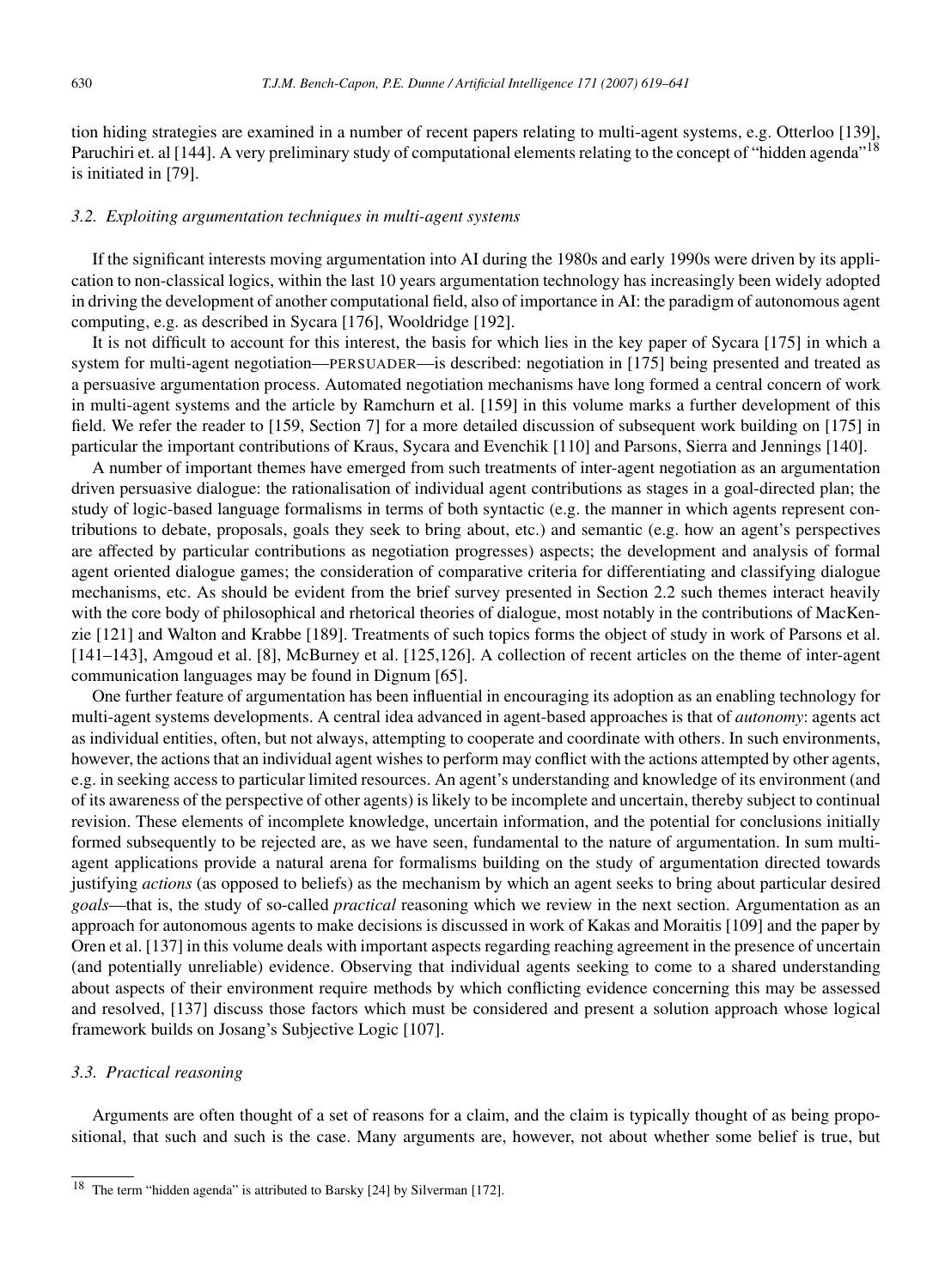tion hiding strategies are examined in a number of recent papers relating to multi-agent systems, e.g. Otterloo [139], Paruchiri et. al [144]. A very preliminary study of computational elements relating to the concept of "hidden agenda"[18] is initiated in [79].

### 3.2. Exploiting argumentation techniques in multi-agent systems

If the significant interests moving argumentation into AI during the 1980s and early 1990s were driven by its application to non-classical logics, within the last 10 years argumentation technology has increasingly been widely adopted in driving the development of another computational field, also of importance in AI: the paradigm of autonomous agent computing, e.g. as described in Sycara [176], Wooldridge [192].

It is not difficult to account for this interest, the basis for which lies in the key paper of Sycara [175] in which a system for multi-agent negotiation—PERSUADER—is described: negotiation in [175] being presented and treated as a persuasive argumentation process. Automated negotiation mechanisms have long formed a central concern of work in multi-agent systems and the article by Ramchurn et al. [159] in this volume marks a further development of this field. We refer the reader to [159, Section 7] for a more detailed discussion of subsequent work building on [175] in particular the important contributions of Kraus, Sycara and Evenchik [110] and Parsons, Sierra and Jennings [140].

A number of important themes have emerged from such treatments of inter-agent negotiation as an argumentation driven persuasive dialogue: the rationalisation of individual agent contributions as stages in a goal-directed plan; the study of logic-based language formalisms in terms of both syntactic (e.g. the manner in which agents represent contributions to debate, proposals, goals they seek to bring about, etc.) and semantic (e.g. how an agent's perspectives are affected by particular contributions as negotiation progresses) aspects; the development and analysis of formal agent oriented dialogue games; the consideration of comparative criteria for differentiating and classifying dialogue mechanisms, etc. As should be evident from the brief survey presented in Section 2.2 such themes interact heavily with the core body of philosophical and rhetorical theories of dialogue, most notably in the contributions of MacKenzie [121] and Walton and Krabbe [189]. Treatments of such topics forms the object of study in work of Parsons et al. [141–143], Amgoud et al. [8], McBurney et al. [125,126]. A collection of recent articles on the theme of inter-agent communication languages may be found in Dignum [65].

One further feature of argumentation has been influential in encouraging its adoption as an enabling technology for multi-agent systems developments. A central idea advanced in agent-based approaches is that of *autonomy*: agents act as individual entities, often, but not always, attempting to cooperate and coordinate with others. In such environments, however, the actions that an individual agent wishes to perform may conflict with the actions attempted by other agents, e.g. in seeking access to particular limited resources. An agent's understanding and knowledge of its environment (and of its awareness of the perspective of other agents) is likely to be incomplete and uncertain, thereby subject to continual revision. These elements of incomplete knowledge, uncertain information, and the potential for conclusions initially formed subsequently to be rejected are, as we have seen, fundamental to the nature of argumentation. In sum multi-agent applications provide a natural arena for formalisms building on the study of argumentation directed towards justifying *actions* (as opposed to beliefs) as the mechanism by which an agent seeks to bring about particular desired *goals*—that is, the study of so-called *practical* reasoning which we review in the next section. Argumentation as an approach for autonomous agents to make decisions is discussed in work of Kakas and Moraitis [109] and the paper by Oren et al. [137] in this volume deals with important aspects regarding reaching agreement in the presence of uncertain (and potentially unreliable) evidence. Observing that individual agents seeking to come to a shared understanding about aspects of their environment require methods by which conflicting evidence concerning this may be assessed and resolved, [137] discuss those factors which must be considered and present a solution approach whose logical framework builds on Josang's Subjective Logic [107].

### 3.3. Practical reasoning

Arguments are often thought of a set of reasons for a claim, and the claim is typically thought of as being propositional, that such and such is the case. Many arguments are, however, not about whether some belief is true, but

[18] The term "hidden agenda" is attributed to Barsky [24] by Silverman [172].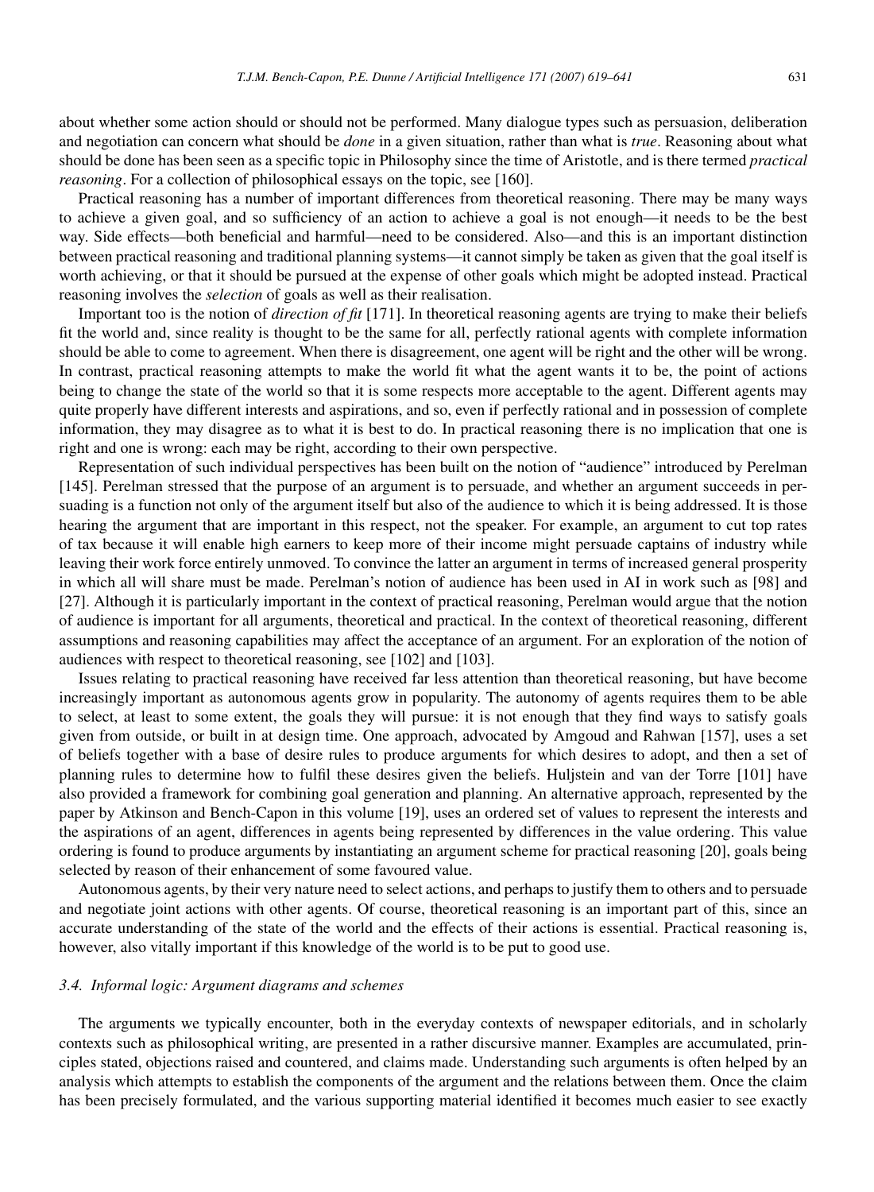about whether some action should or should not be performed. Many dialogue types such as persuasion, deliberation and negotiation can concern what should be *done* in a given situation, rather than what is *true*. Reasoning about what should be done has been seen as a specific topic in Philosophy since the time of Aristotle, and is there termed *practical reasoning*. For a collection of philosophical essays on the topic, see [160].

Practical reasoning has a number of important differences from theoretical reasoning. There may be many ways to achieve a given goal, and so sufficiency of an action to achieve a goal is not enough—it needs to be the best way. Side effects—both beneficial and harmful—need to be considered. Also—and this is an important distinction between practical reasoning and traditional planning systems—it cannot simply be taken as given that the goal itself is worth achieving, or that it should be pursued at the expense of other goals which might be adopted instead. Practical reasoning involves the *selection* of goals as well as their realisation.

Important too is the notion of *direction of fit* [171]. In theoretical reasoning agents are trying to make their beliefs fit the world and, since reality is thought to be the same for all, perfectly rational agents with complete information should be able to come to agreement. When there is disagreement, one agent will be right and the other will be wrong. In contrast, practical reasoning attempts to make the world fit what the agent wants it to be, the point of actions being to change the state of the world so that it is some respects more acceptable to the agent. Different agents may quite properly have different interests and aspirations, and so, even if perfectly rational and in possession of complete information, they may disagree as to what it is best to do. In practical reasoning there is no implication that one is right and one is wrong: each may be right, according to their own perspective.

Representation of such individual perspectives has been built on the notion of "audience" introduced by Perelman [145]. Perelman stressed that the purpose of an argument is to persuade, and whether an argument succeeds in persuading is a function not only of the argument itself but also of the audience to which it is being addressed. It is those hearing the argument that are important in this respect, not the speaker. For example, an argument to cut top rates of tax because it will enable high earners to keep more of their income might persuade captains of industry while leaving their work force entirely unmoved. To convince the latter an argument in terms of increased general prosperity in which all will share must be made. Perelman's notion of audience has been used in AI in work such as [98] and [27]. Although it is particularly important in the context of practical reasoning, Perelman would argue that the notion of audience is important for all arguments, theoretical and practical. In the context of theoretical reasoning, different assumptions and reasoning capabilities may affect the acceptance of an argument. For an exploration of the notion of audiences with respect to theoretical reasoning, see [102] and [103].

Issues relating to practical reasoning have received far less attention than theoretical reasoning, but have become increasingly important as autonomous agents grow in popularity. The autonomy of agents requires them to be able to select, at least to some extent, the goals they will pursue: it is not enough that they find ways to satisfy goals given from outside, or built in at design time. One approach, advocated by Amgoud and Rahwan [157], uses a set of beliefs together with a base of desire rules to produce arguments for which desires to adopt, and then a set of planning rules to determine how to fulfil these desires given the beliefs. Huljstein and van der Torre [101] have also provided a framework for combining goal generation and planning. An alternative approach, represented by the paper by Atkinson and Bench-Capon in this volume [19], uses an ordered set of values to represent the interests and the aspirations of an agent, differences in agents being represented by differences in the value ordering. This value ordering is found to produce arguments by instantiating an argument scheme for practical reasoning [20], goals being selected by reason of their enhancement of some favoured value.

Autonomous agents, by their very nature need to select actions, and perhaps to justify them to others and to persuade and negotiate joint actions with other agents. Of course, theoretical reasoning is an important part of this, since an accurate understanding of the state of the world and the effects of their actions is essential. Practical reasoning is, however, also vitally important if this knowledge of the world is to be put to good use.

### *3.4. Informal logic: Argument diagrams and schemes*

The arguments we typically encounter, both in the everyday contexts of newspaper editorials, and in scholarly contexts such as philosophical writing, are presented in a rather discursive manner. Examples are accumulated, principles stated, objections raised and countered, and claims made. Understanding such arguments is often helped by an analysis which attempts to establish the components of the argument and the relations between them. Once the claim has been precisely formulated, and the various supporting material identified it becomes much easier to see exactly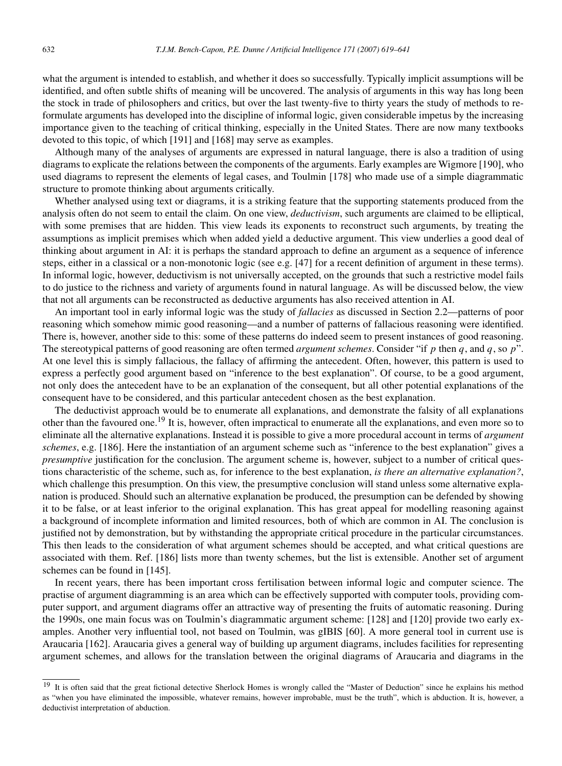what the argument is intended to establish, and whether it does so successfully. Typically implicit assumptions will be identified, and often subtle shifts of meaning will be uncovered. The analysis of arguments in this way has long been the stock in trade of philosophers and critics, but over the last twenty-five to thirty years the study of methods to reformulate arguments has developed into the discipline of informal logic, given considerable impetus by the increasing importance given to the teaching of critical thinking, especially in the United States. There are now many textbooks devoted to this topic, of which [191] and [168] may serve as examples.

Although many of the analyses of arguments are expressed in natural language, there is also a tradition of using diagrams to explicate the relations between the components of the arguments. Early examples are Wigmore [190], who used diagrams to represent the elements of legal cases, and Toulmin [178] who made use of a simple diagrammatic structure to promote thinking about arguments critically.

Whether analysed using text or diagrams, it is a striking feature that the supporting statements produced from the analysis often do not seem to entail the claim. On one view, *deductivism*, such arguments are claimed to be elliptical, with some premises that are hidden. This view leads its exponents to reconstruct such arguments, by treating the assumptions as implicit premises which when added yield a deductive argument. This view underlies a good deal of thinking about argument in AI: it is perhaps the standard approach to define an argument as a sequence of inference steps, either in a classical or a non-monotonic logic (see e.g. [47] for a recent definition of argument in these terms). In informal logic, however, deductivism is not universally accepted, on the grounds that such a restrictive model fails to do justice to the richness and variety of arguments found in natural language. As will be discussed below, the view that not all arguments can be reconstructed as deductive arguments has also received attention in AI.

An important tool in early informal logic was the study of *fallacies* as discussed in Section 2.2—patterns of poor reasoning which somehow mimic good reasoning—and a number of patterns of fallacious reasoning were identified. There is, however, another side to this: some of these patterns do indeed seem to present instances of good reasoning. The stereotypical patterns of good reasoning are often termed *argument schemes*. Consider "if $p$ then $q$, and $q$, so $p$". At one level this is simply fallacious, the fallacy of affirming the antecedent. Often, however, this pattern is used to express a perfectly good argument based on "inference to the best explanation". Of course, to be a good argument, not only does the antecedent have to be an explanation of the consequent, but all other potential explanations of the consequent have to be considered, and this particular antecedent chosen as the best explanation.

The deductivist approach would be to enumerate all explanations, and demonstrate the falsity of all explanations other than the favoured one.[19] It is, however, often impractical to enumerate all the explanations, and even more so to eliminate all the alternative explanations. Instead it is possible to give a more procedural account in terms of *argument schemes*, e.g. [186]. Here the instantiation of an argument scheme such as "inference to the best explanation" gives a *presumptive* justification for the conclusion. The argument scheme is, however, subject to a number of critical questions characteristic of the scheme, such as, for inference to the best explanation, *is there an alternative explanation?*, which challenge this presumption. On this view, the presumptive conclusion will stand unless some alternative explanation is produced. Should such an alternative explanation be produced, the presumption can be defended by showing it to be false, or at least inferior to the original explanation. This has great appeal for modelling reasoning against a background of incomplete information and limited resources, both of which are common in AI. The conclusion is justified not by demonstration, but by withstanding the appropriate critical procedure in the particular circumstances. This then leads to the consideration of what argument schemes should be accepted, and what critical questions are associated with them. Ref. [186] lists more than twenty schemes, but the list is extensible. Another set of argument schemes can be found in [145].

In recent years, there has been important cross fertilisation between informal logic and computer science. The practise of argument diagramming is an area which can be effectively supported with computer tools, providing computer support, and argument diagrams offer an attractive way of presenting the fruits of automatic reasoning. During the 1990s, one main focus was on Toulmin's diagrammatic argument scheme: [128] and [120] provide two early examples. Another very influential tool, not based on Toulmin, was gIBIS [60]. A more general tool in current use is Araucaria [162]. Araucaria gives a general way of building up argument diagrams, includes facilities for representing argument schemes, and allows for the translation between the original diagrams of Araucaria and diagrams in the

---

[19] It is often said that the great fictional detective Sherlock Homes is wrongly called the "Master of Deduction" since he explains his method as "when you have eliminated the impossible, whatever remains, however improbable, must be the truth", which is abduction. It is, however, a deductivist interpretation of abduction.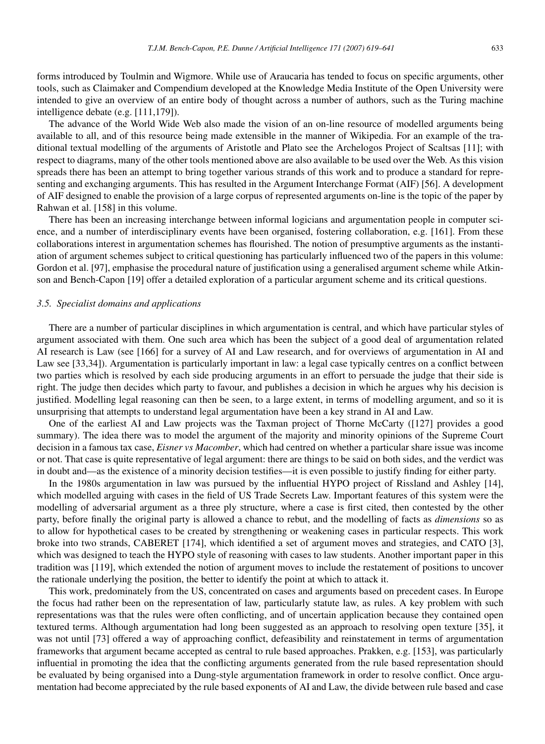forms introduced by Toulmin and Wigmore. While use of Araucaria has tended to focus on specific arguments, other tools, such as Claimaker and Compendium developed at the Knowledge Media Institute of the Open University were intended to give an overview of an entire body of thought across a number of authors, such as the Turing machine intelligence debate (e.g. [111,179]).

The advance of the World Wide Web also made the vision of an on-line resource of modelled arguments being available to all, and of this resource being made extensible in the manner of Wikipedia. For an example of the traditional textual modelling of the arguments of Aristotle and Plato see the Archelogos Project of Scaltsas [11]; with respect to diagrams, many of the other tools mentioned above are also available to be used over the Web. As this vision spreads there has been an attempt to bring together various strands of this work and to produce a standard for representing and exchanging arguments. This has resulted in the Argument Interchange Format (AIF) [56]. A development of AIF designed to enable the provision of a large corpus of represented arguments on-line is the topic of the paper by Rahwan et al. [158] in this volume.

There has been an increasing interchange between informal logicians and argumentation people in computer science, and a number of interdisciplinary events have been organised, fostering collaboration, e.g. [161]. From these collaborations interest in argumentation schemes has flourished. The notion of presumptive arguments as the instantiation of argument schemes subject to critical questioning has particularly influenced two of the papers in this volume: Gordon et al. [97], emphasise the procedural nature of justification using a generalised argument scheme while Atkinson and Bench-Capon [19] offer a detailed exploration of a particular argument scheme and its critical questions.

### 3.5. Specialist domains and applications

There are a number of particular disciplines in which argumentation is central, and which have particular styles of argument associated with them. One such area which has been the subject of a good deal of argumentation related AI research is Law (see [166] for a survey of AI and Law research, and for overviews of argumentation in AI and Law see [33,34]). Argumentation is particularly important in law: a legal case typically centres on a conflict between two parties which is resolved by each side producing arguments in an effort to persuade the judge that their side is right. The judge then decides which party to favour, and publishes a decision in which he argues why his decision is justified. Modelling legal reasoning can then be seen, to a large extent, in terms of modelling argument, and so it is unsurprising that attempts to understand legal argumentation have been a key strand in AI and Law.

One of the earliest AI and Law projects was the Taxman project of Thorne McCarty ([127] provides a good summary). The idea there was to model the argument of the majority and minority opinions of the Supreme Court decision in a famous tax case, *Eisner vs Macomber*, which had centred on whether a particular share issue was income or not. That case is quite representative of legal argument: there are things to be said on both sides, and the verdict was in doubt and—as the existence of a minority decision testifies—it is even possible to justify finding for either party.

In the 1980s argumentation in law was pursued by the influential HYPO project of Rissland and Ashley [14], which modelled arguing with cases in the field of US Trade Secrets Law. Important features of this system were the modelling of adversarial argument as a three ply structure, where a case is first cited, then contested by the other party, before finally the original party is allowed a chance to rebut, and the modelling of facts as *dimensions* so as to allow for hypothetical cases to be created by strengthening or weakening cases in particular respects. This work broke into two strands, CABERET [174], which identified a set of argument moves and strategies, and CATO [3], which was designed to teach the HYPO style of reasoning with cases to law students. Another important paper in this tradition was [119], which extended the notion of argument moves to include the restatement of positions to uncover the rationale underlying the position, the better to identify the point at which to attack it.

This work, predominately from the US, concentrated on cases and arguments based on precedent cases. In Europe the focus had rather been on the representation of law, particularly statute law, as rules. A key problem with such representations was that the rules were often conflicting, and of uncertain application because they contained open textured terms. Although argumentation had long been suggested as an approach to resolving open texture [35], it was not until [73] offered a way of approaching conflict, defeasibility and reinstatement in terms of argumentation frameworks that argument became accepted as central to rule based approaches. Prakken, e.g. [153], was particularly influential in promoting the idea that the conflicting arguments generated from the rule based representation should be evaluated by being organised into a Dung-style argumentation framework in order to resolve conflict. Once argumentation had become appreciated by the rule based exponents of AI and Law, the divide between rule based and case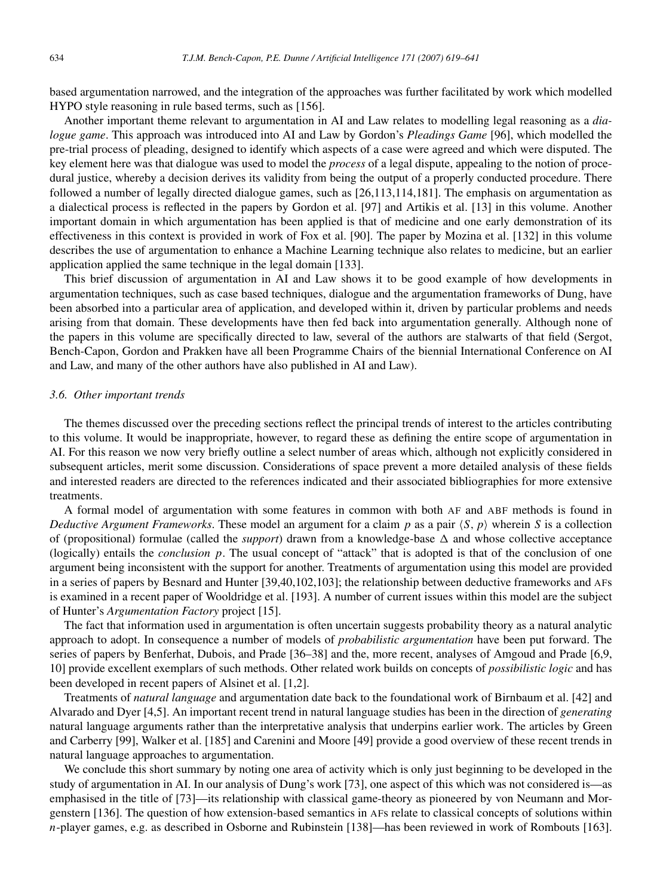based argumentation narrowed, and the integration of the approaches was further facilitated by work which modelled HYPO style reasoning in rule based terms, such as [156].

Another important theme relevant to argumentation in AI and Law relates to modelling legal reasoning as a *dialogue game*. This approach was introduced into AI and Law by Gordon's *Pleadings Game* [96], which modelled the pre-trial process of pleading, designed to identify which aspects of a case were agreed and which were disputed. The key element here was that dialogue was used to model the *process* of a legal dispute, appealing to the notion of procedural justice, whereby a decision derives its validity from being the output of a properly conducted procedure. There followed a number of legally directed dialogue games, such as [26,113,114,181]. The emphasis on argumentation as a dialectical process is reflected in the papers by Gordon et al. [97] and Artikis et al. [13] in this volume. Another important domain in which argumentation has been applied is that of medicine and one early demonstration of its effectiveness in this context is provided in work of Fox et al. [90]. The paper by Mozina et al. [132] in this volume describes the use of argumentation to enhance a Machine Learning technique also relates to medicine, but an earlier application applied the same technique in the legal domain [133].

This brief discussion of argumentation in AI and Law shows it to be good example of how developments in argumentation techniques, such as case based techniques, dialogue and the argumentation frameworks of Dung, have been absorbed into a particular area of application, and developed within it, driven by particular problems and needs arising from that domain. These developments have then fed back into argumentation generally. Although none of the papers in this volume are specifically directed to law, several of the authors are stalwarts of that field (Sergot, Bench-Capon, Gordon and Prakken have all been Programme Chairs of the biennial International Conference on AI and Law, and many of the other authors have also published in AI and Law).

### 3.6. Other important trends

The themes discussed over the preceding sections reflect the principal trends of interest to the articles contributing to this volume. It would be inappropriate, however, to regard these as defining the entire scope of argumentation in AI. For this reason we now very briefly outline a select number of areas which, although not explicitly considered in subsequent articles, merit some discussion. Considerations of space prevent a more detailed analysis of these fields and interested readers are directed to the references indicated and their associated bibliographies for more extensive treatments.

A formal model of argumentation with some features in common with both AF and ABF methods is found in *Deductive Argument Frameworks*. These model an argument for a claim $p$ as a pair $\langle S, p\rangle$ wherein $S$ is a collection of (propositional) formulae (called the *support*) drawn from a knowledge-base $\Delta$ and whose collective acceptance (logically) entails the *conclusion* $p$. The usual concept of "attack" that is adopted is that of the conclusion of one argument being inconsistent with the support for another. Treatments of argumentation using this model are provided in a series of papers by Besnard and Hunter [39,40,102,103]; the relationship between deductive frameworks and AFs is examined in a recent paper of Wooldridge et al. [193]. A number of current issues within this model are the subject of Hunter's *Argumentation Factory* project [15].

The fact that information used in argumentation is often uncertain suggests probability theory as a natural analytic approach to adopt. In consequence a number of models of *probabilistic argumentation* have been put forward. The series of papers by Benferhat, Dubois, and Prade [36–38] and the, more recent, analyses of Amgoud and Prade [6,9, 10] provide excellent exemplars of such methods. Other related work builds on concepts of *possibilistic logic* and has been developed in recent papers of Alsinet et al. [1,2].

Treatments of *natural language* and argumentation date back to the foundational work of Birnbaum et al. [42] and Alvarado and Dyer [4,5]. An important recent trend in natural language studies has been in the direction of *generating* natural language arguments rather than the interpretative analysis that underpins earlier work. The articles by Green and Carberry [99], Walker et al. [185] and Carenini and Moore [49] provide a good overview of these recent trends in natural language approaches to argumentation.

We conclude this short summary by noting one area of activity which is only just beginning to be developed in the study of argumentation in AI. In our analysis of Dung's work [73], one aspect of this which was not considered is—as emphasised in the title of [73]—its relationship with classical game-theory as pioneered by von Neumann and Morgenstern [136]. The question of how extension-based semantics in AFs relate to classical concepts of solutions within $n$-player games, e.g. as described in Osborne and Rubinstein [138]—has been reviewed in work of Rombouts [163].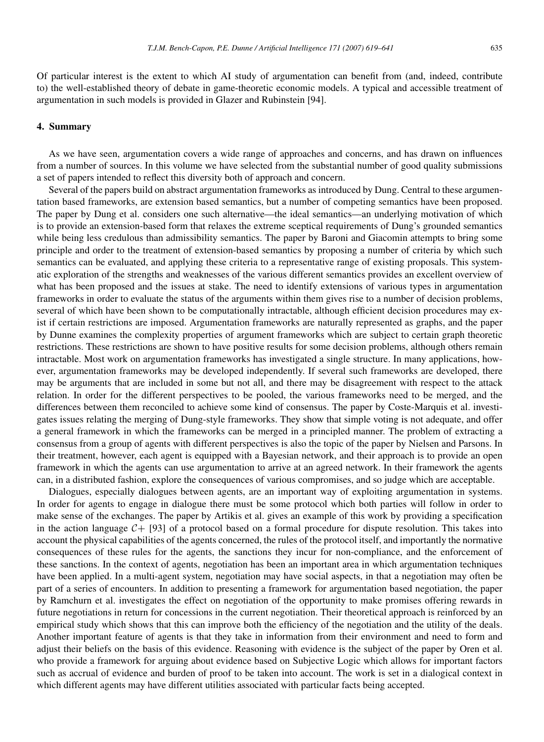Of particular interest is the extent to which AI study of argumentation can benefit from (and, indeed, contribute to) the well-established theory of debate in game-theoretic economic models. A typical and accessible treatment of argumentation in such models is provided in Glazer and Rubinstein [94].

## 4. Summary

As we have seen, argumentation covers a wide range of approaches and concerns, and has drawn on influences from a number of sources. In this volume we have selected from the substantial number of good quality submissions a set of papers intended to reflect this diversity both of approach and concern.

Several of the papers build on abstract argumentation frameworks as introduced by Dung. Central to these argumentation based frameworks, are extension based semantics, but a number of competing semantics have been proposed. The paper by Dung et al. considers one such alternative—the ideal semantics—an underlying motivation of which is to provide an extension-based form that relaxes the extreme sceptical requirements of Dung's grounded semantics while being less credulous than admissibility semantics. The paper by Baroni and Giacomin attempts to bring some principle and order to the treatment of extension-based semantics by proposing a number of criteria by which such semantics can be evaluated, and applying these criteria to a representative range of existing proposals. This systematic exploration of the strengths and weaknesses of the various different semantics provides an excellent overview of what has been proposed and the issues at stake. The need to identify extensions of various types in argumentation frameworks in order to evaluate the status of the arguments within them gives rise to a number of decision problems, several of which have been shown to be computationally intractable, although efficient decision procedures may exist if certain restrictions are imposed. Argumentation frameworks are naturally represented as graphs, and the paper by Dunne examines the complexity properties of argument frameworks which are subject to certain graph theoretic restrictions. These restrictions are shown to have positive results for some decision problems, although others remain intractable. Most work on argumentation frameworks has investigated a single structure. In many applications, however, argumentation frameworks may be developed independently. If several such frameworks are developed, there may be arguments that are included in some but not all, and there may be disagreement with respect to the attack relation. In order for the different perspectives to be pooled, the various frameworks need to be merged, and the differences between them reconciled to achieve some kind of consensus. The paper by Coste-Marquis et al. investigates issues relating the merging of Dung-style frameworks. They show that simple voting is not adequate, and offer a general framework in which the frameworks can be merged in a principled manner. The problem of extracting a consensus from a group of agents with different perspectives is also the topic of the paper by Nielsen and Parsons. In their treatment, however, each agent is equipped with a Bayesian network, and their approach is to provide an open framework in which the agents can use argumentation to arrive at an agreed network. In their framework the agents can, in a distributed fashion, explore the consequences of various compromises, and so judge which are acceptable.

Dialogues, especially dialogues between agents, are an important way of exploiting argumentation in systems. In order for agents to engage in dialogue there must be some protocol which both parties will follow in order to make sense of the exchanges. The paper by Artikis et al. gives an example of this work by providing a specification in the action language $\mathcal{C}+$ [93] of a protocol based on a formal procedure for dispute resolution. This takes into account the physical capabilities of the agents concerned, the rules of the protocol itself, and importantly the normative consequences of these rules for the agents, the sanctions they incur for non-compliance, and the enforcement of these sanctions. In the context of agents, negotiation has been an important area in which argumentation techniques have been applied. In a multi-agent system, negotiation may have social aspects, in that a negotiation may often be part of a series of encounters. In addition to presenting a framework for argumentation based negotiation, the paper by Ramchurn et al. investigates the effect on negotiation of the opportunity to make promises offering rewards in future negotiations in return for concessions in the current negotiation. Their theoretical approach is reinforced by an empirical study which shows that this can improve both the efficiency of the negotiation and the utility of the deals. Another important feature of agents is that they take in information from their environment and need to form and adjust their beliefs on the basis of this evidence. Reasoning with evidence is the subject of the paper by Oren et al. who provide a framework for arguing about evidence based on Subjective Logic which allows for important factors such as accrual of evidence and burden of proof to be taken into account. The work is set in a dialogical context in which different agents may have different utilities associated with particular facts being accepted.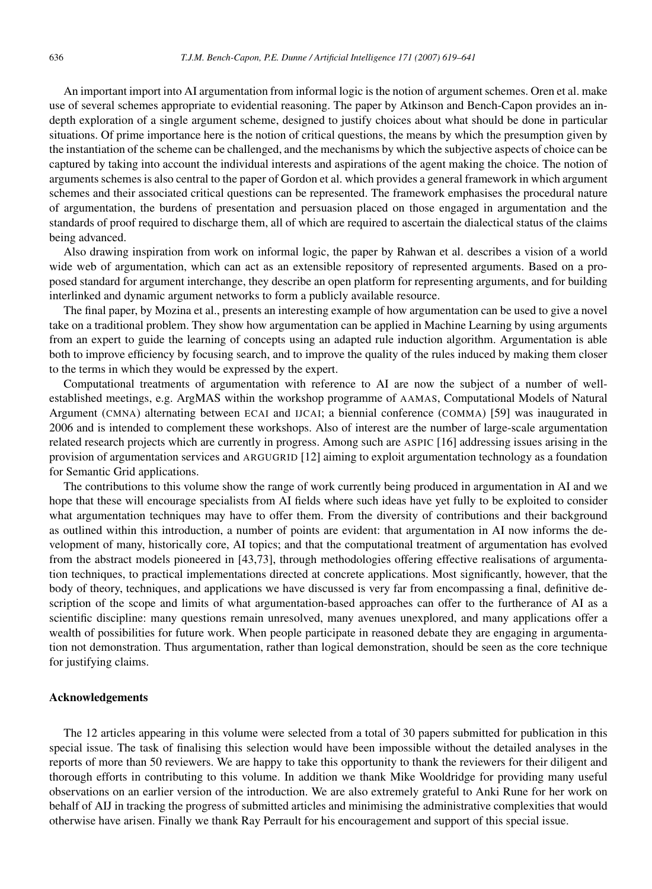An important import into AI argumentation from informal logic is the notion of argument schemes. Oren et al. make use of several schemes appropriate to evidential reasoning. The paper by Atkinson and Bench-Capon provides an in-depth exploration of a single argument scheme, designed to justify choices about what should be done in particular situations. Of prime importance here is the notion of critical questions, the means by which the presumption given by the instantiation of the scheme can be challenged, and the mechanisms by which the subjective aspects of choice can be captured by taking into account the individual interests and aspirations of the agent making the choice. The notion of arguments schemes is also central to the paper of Gordon et al. which provides a general framework in which argument schemes and their associated critical questions can be represented. The framework emphasises the procedural nature of argumentation, the burdens of presentation and persuasion placed on those engaged in argumentation and the standards of proof required to discharge them, all of which are required to ascertain the dialectical status of the claims being advanced.

Also drawing inspiration from work on informal logic, the paper by Rahwan et al. describes a vision of a world wide web of argumentation, which can act as an extensible repository of represented arguments. Based on a proposed standard for argument interchange, they describe an open platform for representing arguments, and for building interlinked and dynamic argument networks to form a publicly available resource.

The final paper, by Mozina et al., presents an interesting example of how argumentation can be used to give a novel take on a traditional problem. They show how argumentation can be applied in Machine Learning by using arguments from an expert to guide the learning of concepts using an adapted rule induction algorithm. Argumentation is able both to improve efficiency by focusing search, and to improve the quality of the rules induced by making them closer to the terms in which they would be expressed by the expert.

Computational treatments of argumentation with reference to AI are now the subject of a number of well-established meetings, e.g. ArgMAS within the workshop programme of AAMAS, Computational Models of Natural Argument (CMNA) alternating between ECAI and IJCAI; a biennial conference (COMMA) [59] was inaugurated in 2006 and is intended to complement these workshops. Also of interest are the number of large-scale argumentation related research projects which are currently in progress. Among such are ASPIC [16] addressing issues arising in the provision of argumentation services and ARGUGRID [12] aiming to exploit argumentation technology as a foundation for Semantic Grid applications.

The contributions to this volume show the range of work currently being produced in argumentation in AI and we hope that these will encourage specialists from AI fields where such ideas have yet fully to be exploited to consider what argumentation techniques may have to offer them. From the diversity of contributions and their background as outlined within this introduction, a number of points are evident: that argumentation in AI now informs the development of many, historically core, AI topics; and that the computational treatment of argumentation has evolved from the abstract models pioneered in [43,73], through methodologies offering effective realisations of argumentation techniques, to practical implementations directed at concrete applications. Most significantly, however, that the body of theory, techniques, and applications we have discussed is very far from encompassing a final, definitive description of the scope and limits of what argumentation-based approaches can offer to the furtherance of AI as a scientific discipline: many questions remain unresolved, many avenues unexplored, and many applications offer a wealth of possibilities for future work. When people participate in reasoned debate they are engaging in argumentation not demonstration. Thus argumentation, rather than logical demonstration, should be seen as the core technique for justifying claims.

## Acknowledgements

The 12 articles appearing in this volume were selected from a total of 30 papers submitted for publication in this special issue. The task of finalising this selection would have been impossible without the detailed analyses in the reports of more than 50 reviewers. We are happy to take this opportunity to thank the reviewers for their diligent and thorough efforts in contributing to this volume. In addition we thank Mike Wooldridge for providing many useful observations on an earlier version of the introduction. We are also extremely grateful to Anki Rune for her work on behalf of AIJ in tracking the progress of submitted articles and minimising the administrative complexities that would otherwise have arisen. Finally we thank Ray Perrault for his encouragement and support of this special issue.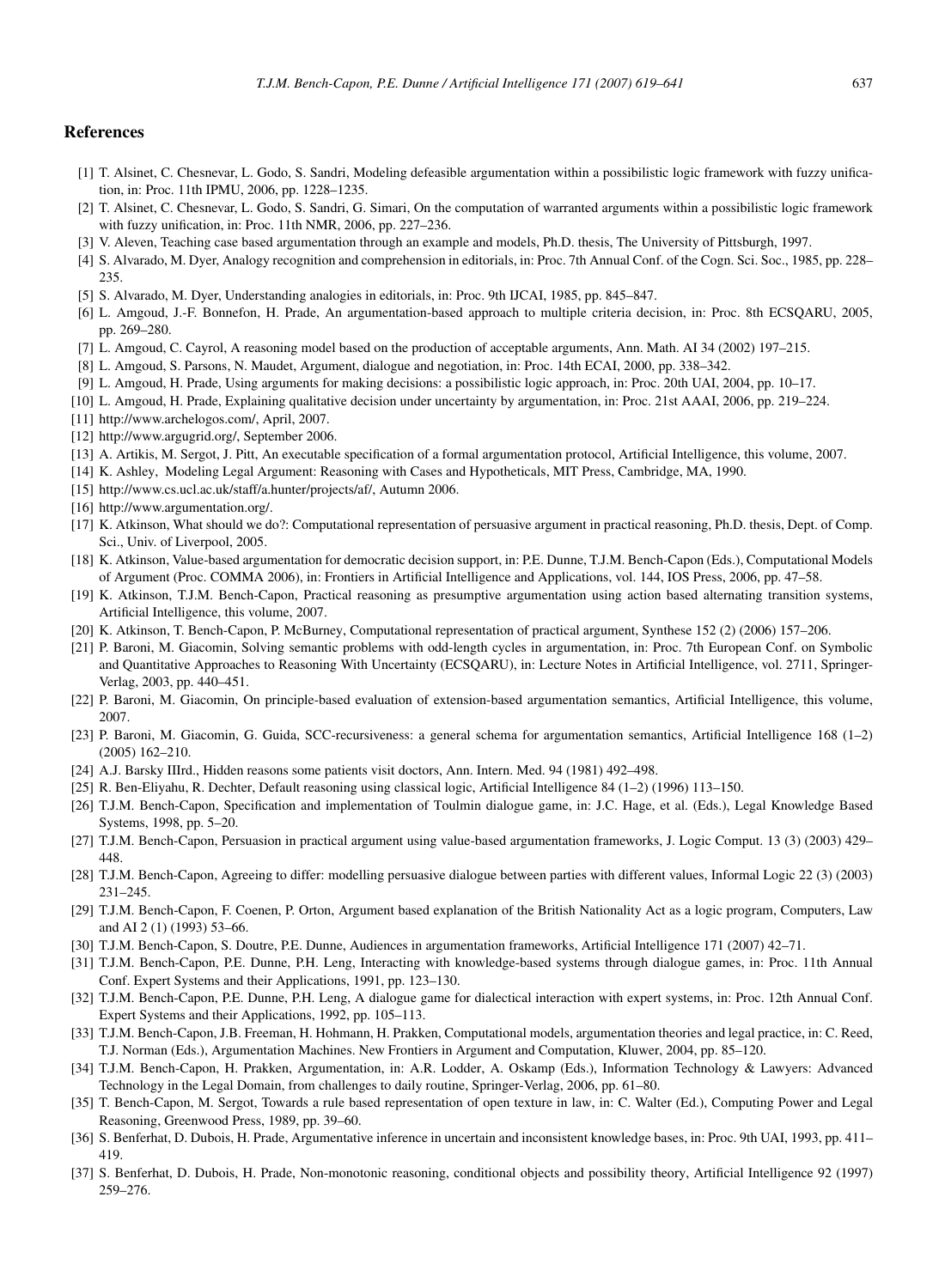## References

[1] T. Alsinet, C. Chesnevar, L. Godo, S. Sandri, Modeling defeasible argumentation within a possibilistic logic framework with fuzzy unification, in: Proc. 11th IPMU, 2006, pp. 1228–1235.

[2] T. Alsinet, C. Chesnevar, L. Godo, S. Sandri, G. Simari, On the computation of warranted arguments within a possibilistic logic framework with fuzzy unification, in: Proc. 11th NMR, 2006, pp. 227–236.

[3] V. Aleven, Teaching case based argumentation through an example and models, Ph.D. thesis, The University of Pittsburgh, 1997.

[4] S. Alvarado, M. Dyer, Analogy recognition and comprehension in editorials, in: Proc. 7th Annual Conf. of the Cogn. Sci. Soc., 1985, pp. 228–235.

[5] S. Alvarado, M. Dyer, Understanding analogies in editorials, in: Proc. 9th IJCAI, 1985, pp. 845–847.

[6] L. Amgoud, J.-F. Bonnefon, H. Prade, An argumentation-based approach to multiple criteria decision, in: Proc. 8th ECSQARU, 2005, pp. 269–280.

[7] L. Amgoud, C. Cayrol, A reasoning model based on the production of acceptable arguments, Ann. Math. AI 34 (2002) 197–215.

[8] L. Amgoud, S. Parsons, N. Maudet, Argument, dialogue and negotiation, in: Proc. 14th ECAI, 2000, pp. 338–342.

[9] L. Amgoud, H. Prade, Using arguments for making decisions: a possibilistic logic approach, in: Proc. 20th UAI, 2004, pp. 10–17.

[10] L. Amgoud, H. Prade, Explaining qualitative decision under uncertainty by argumentation, in: Proc. 21st AAAI, 2006, pp. 219–224.

[11] http://www.archelogos.com/, April, 2007.

[12] http://www.argugrid.org/, September 2006.

[13] A. Artikis, M. Sergot, J. Pitt, An executable specification of a formal argumentation protocol, Artificial Intelligence, this volume, 2007.

[14] K. Ashley, Modeling Legal Argument: Reasoning with Cases and Hypotheticals, MIT Press, Cambridge, MA, 1990.

[15] http://www.cs.ucl.ac.uk/staff/a.hunter/projects/af/, Autumn 2006.

[16] http://www.argumentation.org/.

[17] K. Atkinson, What should we do?: Computational representation of persuasive argument in practical reasoning, Ph.D. thesis, Dept. of Comp. Sci., Univ. of Liverpool, 2005.

[18] K. Atkinson, Value-based argumentation for democratic decision support, in: P.E. Dunne, T.J.M. Bench-Capon (Eds.), Computational Models of Argument (Proc. COMMA 2006), in: Frontiers in Artificial Intelligence and Applications, vol. 144, IOS Press, 2006, pp. 47–58.

[19] K. Atkinson, T.J.M. Bench-Capon, Practical reasoning as presumptive argumentation using action based alternating transition systems, Artificial Intelligence, this volume, 2007.

[20] K. Atkinson, T. Bench-Capon, P. McBurney, Computational representation of practical argument, Synthese 152 (2) (2006) 157–206.

[21] P. Baroni, M. Giacomin, Solving semantic problems with odd-length cycles in argumentation, in: Proc. 7th European Conf. on Symbolic and Quantitative Approaches to Reasoning With Uncertainty (ECSQARU), in: Lecture Notes in Artificial Intelligence, vol. 2711, Springer-Verlag, 2003, pp. 440–451.

[22] P. Baroni, M. Giacomin, On principle-based evaluation of extension-based argumentation semantics, Artificial Intelligence, this volume, 2007.

[23] P. Baroni, M. Giacomin, G. Guida, SCC-recursiveness: a general schema for argumentation semantics, Artificial Intelligence 168 (1–2) (2005) 162–210.

[24] A.J. Barsky IIIrd., Hidden reasons some patients visit doctors, Ann. Intern. Med. 94 (1981) 492–498.

[25] R. Ben-Eliyahu, R. Dechter, Default reasoning using classical logic, Artificial Intelligence 84 (1–2) (1996) 113–150.

[26] T.J.M. Bench-Capon, Specification and implementation of Toulmin dialogue game, in: J.C. Hage, et al. (Eds.), Legal Knowledge Based Systems, 1998, pp. 5–20.

[27] T.J.M. Bench-Capon, Persuasion in practical argument using value-based argumentation frameworks, J. Logic Comput. 13 (3) (2003) 429–448.

[28] T.J.M. Bench-Capon, Agreeing to differ: modelling persuasive dialogue between parties with different values, Informal Logic 22 (3) (2003) 231–245.

[29] T.J.M. Bench-Capon, F. Coenen, P. Orton, Argument based explanation of the British Nationality Act as a logic program, Computers, Law and AI 2 (1) (1993) 53–66.

[30] T.J.M. Bench-Capon, S. Doutre, P.E. Dunne, Audiences in argumentation frameworks, Artificial Intelligence 171 (2007) 42–71.

[31] T.J.M. Bench-Capon, P.E. Dunne, P.H. Leng, Interacting with knowledge-based systems through dialogue games, in: Proc. 11th Annual Conf. Expert Systems and their Applications, 1991, pp. 123–130.

[32] T.J.M. Bench-Capon, P.E. Dunne, P.H. Leng, A dialogue game for dialectical interaction with expert systems, in: Proc. 12th Annual Conf. Expert Systems and their Applications, 1992, pp. 105–113.

[33] T.J.M. Bench-Capon, J.B. Freeman, H. Hohmann, H. Prakken, Computational models, argumentation theories and legal practice, in: C. Reed, T.J. Norman (Eds.), Argumentation Machines. New Frontiers in Argument and Computation, Kluwer, 2004, pp. 85–120.

[34] T.J.M. Bench-Capon, H. Prakken, Argumentation, in: A.R. Lodder, A. Oskamp (Eds.), Information Technology & Lawyers: Advanced Technology in the Legal Domain, from challenges to daily routine, Springer-Verlag, 2006, pp. 61–80.

[35] T. Bench-Capon, M. Sergot, Towards a rule based representation of open texture in law, in: C. Walter (Ed.), Computing Power and Legal Reasoning, Greenwood Press, 1989, pp. 39–60.

[36] S. Benferhat, D. Dubois, H. Prade, Argumentative inference in uncertain and inconsistent knowledge bases, in: Proc. 9th UAI, 1993, pp. 411–419.

[37] S. Benferhat, D. Dubois, H. Prade, Non-monotonic reasoning, conditional objects and possibility theory, Artificial Intelligence 92 (1997) 259–276.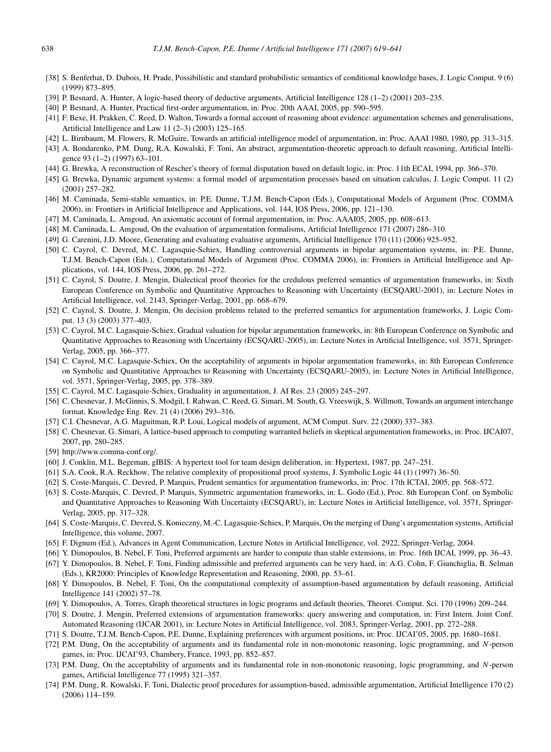[38] S. Benferhat, D. Dubois, H. Prade, Possibilistic and standard probabilistic semantics of conditional knowledge bases, J. Logic Comput. 9 (6) (1999) 873–895.

[39] P. Besnard, A. Hunter, A logic-based theory of deductive arguments, Artificial Intelligence 128 (1–2) (2001) 203–235.

[40] P. Besnard, A. Hunter, Practical first-order argumentation, in: Proc. 20th AAAI, 2005, pp. 590–595.

[41] F. Bexe, H. Prakken, C. Reed, D. Walton, Towards a formal account of reasoning about evidence: argumentation schemes and generalisations, Artificial Intelligence and Law 11 (2–3) (2003) 125–165.

[42] L. Birnbaum, M. Flowers, R. McGuire, Towards an artificial intelligence model of argumentation, in: Proc. AAAI 1980, 1980, pp. 313–315.

[43] A. Bondarenko, P.M. Dung, R.A. Kowalski, F. Toni, An abstract, argumentation-theoretic approach to default reasoning, Artificial Intelligence 93 (1–2) (1997) 63–101.

[44] G. Brewka, A reconstruction of Rescher's theory of formal disputation based on default logic, in: Proc. 11th ECAI, 1994, pp. 366–370.

[45] G. Brewka, Dynamic argument systems: a formal model of argumentation processes based on situation calculus, J. Logic Comput. 11 (2) (2001) 257–282.

[46] M. Caminada, Semi-stable semantics, in: P.E. Dunne, T.J.M. Bench-Capon (Eds.), Computational Models of Argument (Proc. COMMA 2006), in: Frontiers in Artificial Intelligence and Applications, vol. 144, IOS Press, 2006, pp. 121–130.

[47] M. Caminada, L. Amgoud, An axiomatic account of formal argumentation, in: Proc. AAAI05, 2005, pp. 608–613.

[48] M. Caminada, L. Amgoud, On the evaluation of argumentation formalisms, Artificial Intelligence 171 (2007) 286–310.

[49] G. Carenini, J.D. Moore, Generating and evaluating evaluative arguments, Artificial Intelligence 170 (11) (2006) 925–952.

[50] C. Cayrol, C. Devred, M.C. Lagasquie-Schiex, Handling controversial arguments in bipolar argumentation systems, in: P.E. Dunne, T.J.M. Bench-Capon (Eds.), Computational Models of Argument (Proc. COMMA 2006), in: Frontiers in Artificial Intelligence and Applications, vol. 144, IOS Press, 2006, pp. 261–272.

[51] C. Cayrol, S. Doutre, J. Mengin, Dialectical proof theories for the credulous preferred semantics of argumentation frameworks, in: Sixth European Conference on Symbolic and Quantitative Approaches to Reasoning with Uncertainty (ECSQARU-2001), in: Lecture Notes in Artificial Intelligence, vol. 2143, Springer-Verlag, 2001, pp. 668–679.

[52] C. Cayrol, S. Doutre, J. Mengin, On decision problems related to the preferred semantics for argumentation frameworks, J. Logic Comput. 13 (3) (2003) 377–403.

[53] C. Cayrol, M.C. Lagasquie-Schiex, Gradual valuation for bipolar argumentation frameworks, in: 8th European Conference on Symbolic and Quantitative Approaches to Reasoning with Uncertainty (ECSQARU-2005), in: Lecture Notes in Artificial Intelligence, vol. 3571, Springer-Verlag, 2005, pp. 366–377.

[54] C. Cayrol, M.C. Lagasquie-Schiex, On the acceptability of arguments in bipolar argumentation frameworks, in: 8th European Conference on Symbolic and Quantitative Approaches to Reasoning with Uncertainty (ECSQARU-2005), in: Lecture Notes in Artificial Intelligence, vol. 3571, Springer-Verlag, 2005, pp. 378–389.

[55] C. Cayrol, M.C. Lagasquie-Schiex, Graduality in argumentation, J. AI Res. 23 (2005) 245–297.

[56] C. Chesnevar, J. McGinnis, S. Modgil, I. Rahwan, C. Reed, G. Simari, M. South, G. Vreeswijk, S. Willmott, Towards an argument interchange format, Knowledge Eng. Rev. 21 (4) (2006) 293–316.

[57] C.I. Chesnevar, A.G. Maguitman, R.P. Loui, Logical models of argument, ACM Comput. Surv. 22 (2000) 337–383.

[58] C. Chesnevar, G. Simari, A lattice-based approach to computing warranted beliefs in skeptical argumentation frameworks, in: Proc. IJCAI07, 2007, pp. 280–285.

[59] http://www.comma-conf.org/.

[60] J. Conklin, M.L. Begeman, gIBIS: A hypertext tool for team design deliberation, in: Hypertext, 1987, pp. 247–251.

[61] S.A. Cook, R.A. Reckhow, The relative complexity of propositional proof systems, J. Symbolic Logic 44 (1) (1997) 36–50.

[62] S. Coste-Marquis, C. Devred, P. Marquis, Prudent semantics for argumentation frameworks, in: Proc. 17th ICTAI, 2005, pp. 568–572.

[63] S. Coste-Marquis, C. Devred, P. Marquis, Symmetric argumentation frameworks, in: L. Godo (Ed.), Proc. 8th European Conf. on Symbolic and Quantitative Approaches to Reasoning With Uncertainty (ECSQARU), in: Lecture Notes in Artificial Intelligence, vol. 3571, Springer-Verlag, 2005, pp. 317–328.

[64] S. Coste-Marquis, C. Devred, S. Konieczny, M.-C. Lagasquie-Schiex, P. Marquis, On the merging of Dung's argumentation systems, Artificial Intelligence, this volume, 2007.

[65] F. Dignum (Ed.), Advances in Agent Communication, Lecture Notes in Artificial Intelligence, vol. 2922, Springer-Verlag, 2004.

[66] Y. Dimopoulos, B. Nebel, F. Toni, Preferred arguments are harder to compute than stable extensions, in: Proc. 16th IJCAI, 1999, pp. 36–43.

[67] Y. Dimopoulos, B. Nebel, F. Toni, Finding admissible and preferred arguments can be very hard, in: A.G. Cohn, F. Giunchiglia, B. Selman (Eds.), KR2000: Principles of Knowledge Representation and Reasoning, 2000, pp. 53–61.

[68] Y. Dimopoulos, B. Nebel, F. Toni, On the computational complexity of assumption-based argumentation by default reasoning, Artificial Intelligence 141 (2002) 57–78.

[69] Y. Dimopoulos, A. Torres, Graph theoretical structures in logic programs and default theories, Theoret. Comput. Sci. 170 (1996) 209–244.

[70] S. Doutre, J. Mengin, Preferred extensions of argumentation frameworks: query answering and computation, in: First Intern. Joint Conf. Automated Reasoning (IJCAR 2001), in: Lecture Notes in Artificial Intelligence, vol. 2083, Springer-Verlag, 2001, pp. 272–288.

[71] S. Doutre, T.J.M. Bench-Capon, P.E. Dunne, Explaining preferences with argument positions, in: Proc. IJCAI'05, 2005, pp. 1680–1681.

[72] P.M. Dung, On the acceptability of arguments and its fundamental role in non-monotonic reasoning, logic programming, and $N$-person games, in: Proc. IJCAI'93, Chambery, France, 1993, pp. 852–857.

[73] P.M. Dung, On the acceptability of arguments and its fundamental role in non-monotonic reasoning, logic programming, and $N$-person games, Artificial Intelligence 77 (1995) 321–357.

[74] P.M. Dung, R. Kowalski, F. Toni, Dialectic proof procedures for assumption-based, admissible argumentation, Artificial Intelligence 170 (2) (2006) 114–159.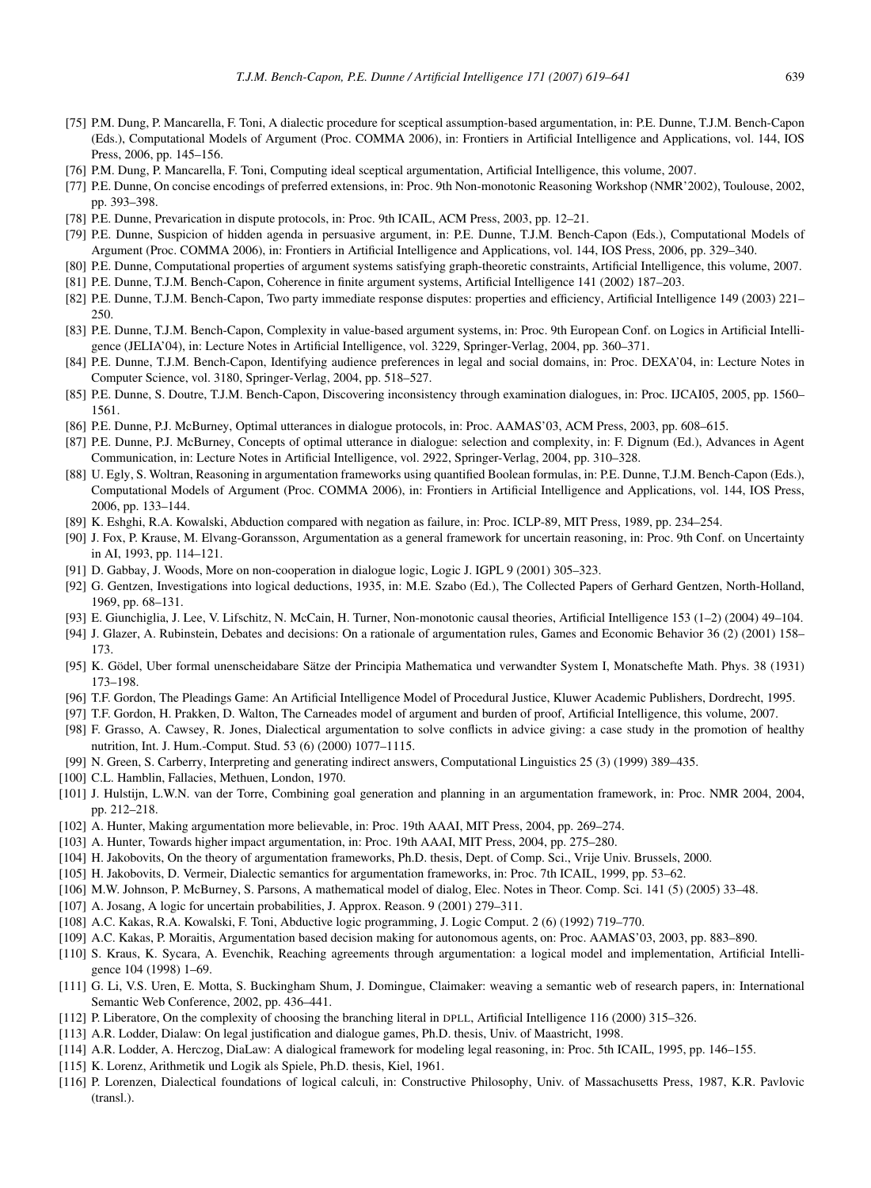[75] P.M. Dung, P. Mancarella, F. Toni, A dialectic procedure for sceptical assumption-based argumentation, in: P.E. Dunne, T.J.M. Bench-Capon (Eds.), Computational Models of Argument (Proc. COMMA 2006), in: Frontiers in Artificial Intelligence and Applications, vol. 144, IOS Press, 2006, pp. 145–156.

[76] P.M. Dung, P. Mancarella, F. Toni, Computing ideal sceptical argumentation, Artificial Intelligence, this volume, 2007.

[77] P.E. Dunne, On concise encodings of preferred extensions, in: Proc. 9th Non-monotonic Reasoning Workshop (NMR'2002), Toulouse, 2002, pp. 393–398.

[78] P.E. Dunne, Prevarication in dispute protocols, in: Proc. 9th ICAIL, ACM Press, 2003, pp. 12–21.

[79] P.E. Dunne, Suspicion of hidden agenda in persuasive argument, in: P.E. Dunne, T.J.M. Bench-Capon (Eds.), Computational Models of Argument (Proc. COMMA 2006), in: Frontiers in Artificial Intelligence and Applications, vol. 144, IOS Press, 2006, pp. 329–340.

[80] P.E. Dunne, Computational properties of argument systems satisfying graph-theoretic constraints, Artificial Intelligence, this volume, 2007.

[81] P.E. Dunne, T.J.M. Bench-Capon, Coherence in finite argument systems, Artificial Intelligence 141 (2002) 187–203.

[82] P.E. Dunne, T.J.M. Bench-Capon, Two party immediate response disputes: properties and efficiency, Artificial Intelligence 149 (2003) 221–250.

[83] P.E. Dunne, T.J.M. Bench-Capon, Complexity in value-based argument systems, in: Proc. 9th European Conf. on Logics in Artificial Intelligence (JELIA'04), in: Lecture Notes in Artificial Intelligence, vol. 3229, Springer-Verlag, 2004, pp. 360–371.

[84] P.E. Dunne, T.J.M. Bench-Capon, Identifying audience preferences in legal and social domains, in: Proc. DEXA'04, in: Lecture Notes in Computer Science, vol. 3180, Springer-Verlag, 2004, pp. 518–527.

[85] P.E. Dunne, S. Doutre, T.J.M. Bench-Capon, Discovering inconsistency through examination dialogues, in: Proc. IJCAI05, 2005, pp. 1560–1561.

[86] P.E. Dunne, P.J. McBurney, Optimal utterances in dialogue protocols, in: Proc. AAMAS'03, ACM Press, 2003, pp. 608–615.

[87] P.E. Dunne, P.J. McBurney, Concepts of optimal utterance in dialogue: selection and complexity, in: F. Dignum (Ed.), Advances in Agent Communication, in: Lecture Notes in Artificial Intelligence, vol. 2922, Springer-Verlag, 2004, pp. 310–328.

[88] U. Egly, S. Woltran, Reasoning in argumentation frameworks using quantified Boolean formulas, in: P.E. Dunne, T.J.M. Bench-Capon (Eds.), Computational Models of Argument (Proc. COMMA 2006), in: Frontiers in Artificial Intelligence and Applications, vol. 144, IOS Press, 2006, pp. 133–144.

[89] K. Eshghi, R.A. Kowalski, Abduction compared with negation as failure, in: Proc. ICLP-89, MIT Press, 1989, pp. 234–254.

[90] J. Fox, P. Krause, M. Elvang-Goransson, Argumentation as a general framework for uncertain reasoning, in: Proc. 9th Conf. on Uncertainty in AI, 1993, pp. 114–121.

[91] D. Gabbay, J. Woods, More on non-cooperation in dialogue logic, Logic J. IGPL 9 (2001) 305–323.

[92] G. Gentzen, Investigations into logical deductions, 1935, in: M.E. Szabo (Ed.), The Collected Papers of Gerhard Gentzen, North-Holland, 1969, pp. 68–131.

[93] E. Giunchiglia, J. Lee, V. Lifschitz, N. McCain, H. Turner, Non-monotonic causal theories, Artificial Intelligence 153 (1–2) (2004) 49–104.

[94] J. Glazer, A. Rubinstein, Debates and decisions: On a rationale of argumentation rules, Games and Economic Behavior 36 (2) (2001) 158–173.

[95] K. Gödel, Uber formal unenscheidabare Sätze der Principia Mathematica und verwandter System I, Monatschefte Math. Phys. 38 (1931) 173–198.

[96] T.F. Gordon, The Pleadings Game: An Artificial Intelligence Model of Procedural Justice, Kluwer Academic Publishers, Dordrecht, 1995.

[97] T.F. Gordon, H. Prakken, D. Walton, The Carneades model of argument and burden of proof, Artificial Intelligence, this volume, 2007.

[98] F. Grasso, A. Cawsey, R. Jones, Dialectical argumentation to solve conflicts in advice giving: a case study in the promotion of healthy nutrition, Int. J. Hum.-Comput. Stud. 53 (6) (2000) 1077–1115.

[99] N. Green, S. Carberry, Interpreting and generating indirect answers, Computational Linguistics 25 (3) (1999) 389–435.

[100] C.L. Hamblin, Fallacies, Methuen, London, 1970.

[101] J. Hulstijn, L.W.N. van der Torre, Combining goal generation and planning in an argumentation framework, in: Proc. NMR 2004, 2004, pp. 212–218.

[102] A. Hunter, Making argumentation more believable, in: Proc. 19th AAAI, MIT Press, 2004, pp. 269–274.

[103] A. Hunter, Towards higher impact argumentation, in: Proc. 19th AAAI, MIT Press, 2004, pp. 275–280.

[104] H. Jakobovits, On the theory of argumentation frameworks, Ph.D. thesis, Dept. of Comp. Sci., Vrije Univ. Brussels, 2000.

[105] H. Jakobovits, D. Vermeir, Dialectic semantics for argumentation frameworks, in: Proc. 7th ICAIL, 1999, pp. 53–62.

[106] M.W. Johnson, P. McBurney, S. Parsons, A mathematical model of dialog, Elec. Notes in Theor. Comp. Sci. 141 (5) (2005) 33–48.

[107] A. Josang, A logic for uncertain probabilities, J. Approx. Reason. 9 (2001) 279–311.

[108] A.C. Kakas, R.A. Kowalski, F. Toni, Abductive logic programming, J. Logic Comput. 2 (6) (1992) 719–770.

[109] A.C. Kakas, P. Moraitis, Argumentation based decision making for autonomous agents, on: Proc. AAMAS'03, 2003, pp. 883–890.

[110] S. Kraus, K. Sycara, A. Evenchik, Reaching agreements through argumentation: a logical model and implementation, Artificial Intelligence 104 (1998) 1–69.

[111] G. Li, V.S. Uren, E. Motta, S. Buckingham Shum, J. Domingue, Claimaker: weaving a semantic web of research papers, in: International Semantic Web Conference, 2002, pp. 436–441.

[112] P. Liberatore, On the complexity of choosing the branching literal in DPLL, Artificial Intelligence 116 (2000) 315–326.

[113] A.R. Lodder, Dialaw: On legal justification and dialogue games, Ph.D. thesis, Univ. of Maastricht, 1998.

[114] A.R. Lodder, A. Herczog, DiaLaw: A dialogical framework for modeling legal reasoning, in: Proc. 5th ICAIL, 1995, pp. 146–155.

[115] K. Lorenz, Arithmetik und Logik als Spiele, Ph.D. thesis, Kiel, 1961.

[116] P. Lorenzen, Dialectical foundations of logical calculi, in: Constructive Philosophy, Univ. of Massachusetts Press, 1987, K.R. Pavlovic (transl.).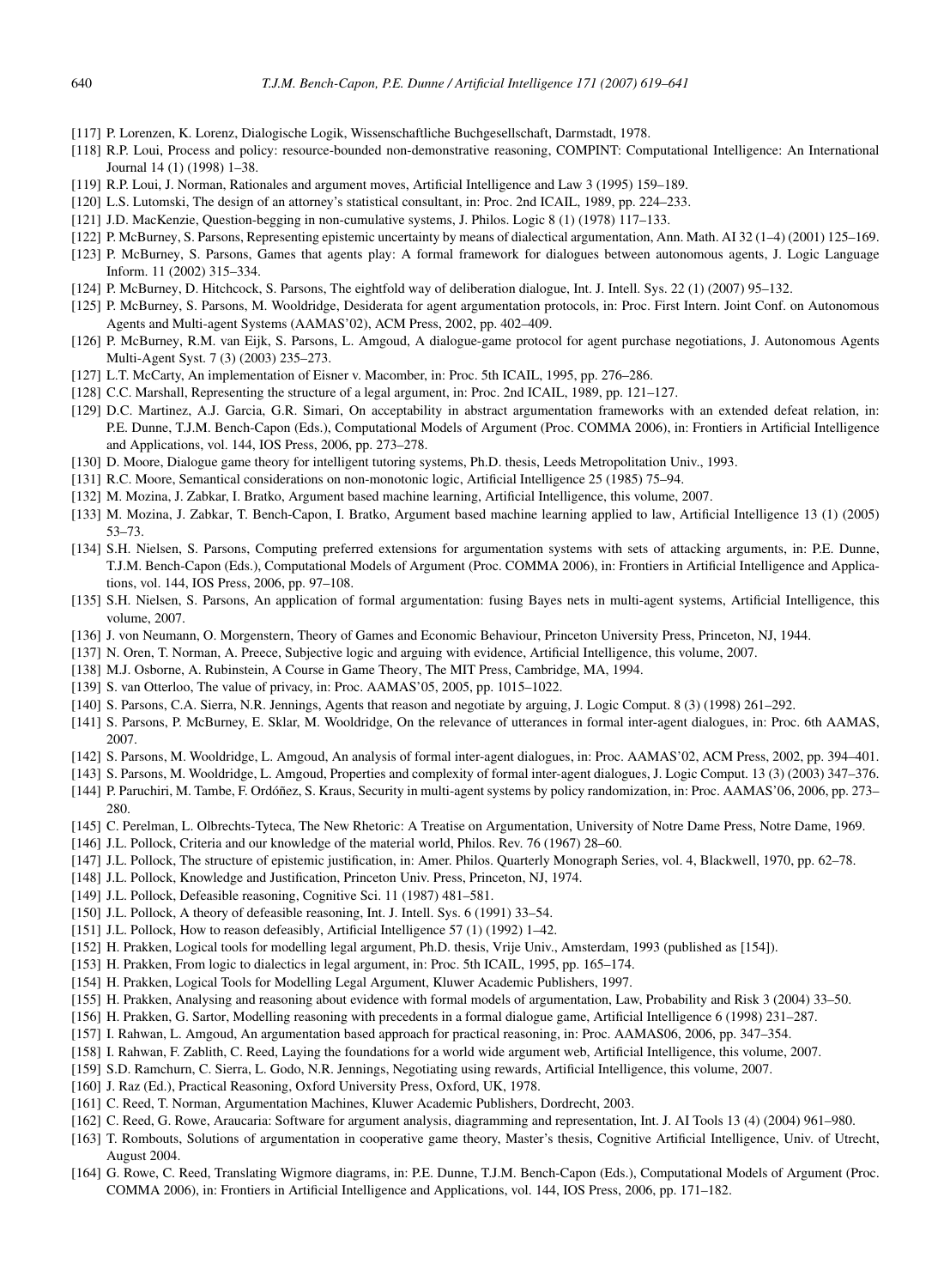[117] P. Lorenzen, K. Lorenz, Dialogische Logik, Wissenschaftliche Buchgesellschaft, Darmstadt, 1978.

[118] R.P. Loui, Process and policy: resource-bounded non-demonstrative reasoning, COMPINT: Computational Intelligence: An International Journal 14 (1) (1998) 1–38.

[119] R.P. Loui, J. Norman, Rationales and argument moves, Artificial Intelligence and Law 3 (1995) 159–189.

[120] L.S. Lutomski, The design of an attorney's statistical consultant, in: Proc. 2nd ICAIL, 1989, pp. 224–233.

[121] J.D. MacKenzie, Question-begging in non-cumulative systems, J. Philos. Logic 8 (1) (1978) 117–133.

[122] P. McBurney, S. Parsons, Representing epistemic uncertainty by means of dialectical argumentation, Ann. Math. AI 32 (1–4) (2001) 125–169.

[123] P. McBurney, S. Parsons, Games that agents play: A formal framework for dialogues between autonomous agents, J. Logic Language Inform. 11 (2002) 315–334.

[124] P. McBurney, D. Hitchcock, S. Parsons, The eightfold way of deliberation dialogue, Int. J. Intell. Sys. 22 (1) (2007) 95–132.

[125] P. McBurney, S. Parsons, M. Wooldridge, Desiderata for agent argumentation protocols, in: Proc. First Intern. Joint Conf. on Autonomous Agents and Multi-agent Systems (AAMAS'02), ACM Press, 2002, pp. 402–409.

[126] P. McBurney, R.M. van Eijk, S. Parsons, L. Amgoud, A dialogue-game protocol for agent purchase negotiations, J. Autonomous Agents Multi-Agent Syst. 7 (3) (2003) 235–273.

[127] L.T. McCarty, An implementation of Eisner v. Macomber, in: Proc. 5th ICAIL, 1995, pp. 276–286.

[128] C.C. Marshall, Representing the structure of a legal argument, in: Proc. 2nd ICAIL, 1989, pp. 121–127.

[129] D.C. Martinez, A.J. Garcia, G.R. Simari, On acceptability in abstract argumentation frameworks with an extended defeat relation, in: P.E. Dunne, T.J.M. Bench-Capon (Eds.), Computational Models of Argument (Proc. COMMA 2006), in: Frontiers in Artificial Intelligence and Applications, vol. 144, IOS Press, 2006, pp. 273–278.

[130] D. Moore, Dialogue game theory for intelligent tutoring systems, Ph.D. thesis, Leeds Metropolitan Univ., 1993.

[131] R.C. Moore, Semantical considerations on non-monotonic logic, Artificial Intelligence 25 (1985) 75–94.

[132] M. Mozina, J. Zabkar, I. Bratko, Argument based machine learning, Artificial Intelligence, this volume, 2007.

[133] M. Mozina, J. Zabkar, T. Bench-Capon, I. Bratko, Argument based machine learning applied to law, Artificial Intelligence 13 (1) (2005) 53–73.

[134] S.H. Nielsen, S. Parsons, Computing preferred extensions for argumentation systems with sets of attacking arguments, in: P.E. Dunne, T.J.M. Bench-Capon (Eds.), Computational Models of Argument (Proc. COMMA 2006), in: Frontiers in Artificial Intelligence and Applications, vol. 144, IOS Press, 2006, pp. 97–108.

[135] S.H. Nielsen, S. Parsons, An application of formal argumentation: fusing Bayes nets in multi-agent systems, Artificial Intelligence, this volume, 2007.

[136] J. von Neumann, O. Morgenstern, Theory of Games and Economic Behaviour, Princeton University Press, Princeton, NJ, 1944.

[137] N. Oren, T. Norman, A. Preece, Subjective logic and arguing with evidence, Artificial Intelligence, this volume, 2007.

[138] M.J. Osborne, A. Rubinstein, A Course in Game Theory, The MIT Press, Cambridge, MA, 1994.

[139] S. van Otterloo, The value of privacy, in: Proc. AAMAS'05, 2005, pp. 1015–1022.

[140] S. Parsons, C.A. Sierra, N.R. Jennings, Agents that reason and negotiate by arguing, J. Logic Comput. 8 (3) (1998) 261–292.

[141] S. Parsons, P. McBurney, E. Sklar, M. Wooldridge, On the relevance of utterances in formal inter-agent dialogues, in: Proc. 6th AAMAS, 2007.

[142] S. Parsons, M. Wooldridge, L. Amgoud, An analysis of formal inter-agent dialogues, in: Proc. AAMAS'02, ACM Press, 2002, pp. 394–401.

[143] S. Parsons, M. Wooldridge, L. Amgoud, Properties and complexity of formal inter-agent dialogues, J. Logic Comput. 13 (3) (2003) 347–376.

[144] P. Paruchiri, M. Tambe, F. Ordóñez, S. Kraus, Security in multi-agent systems by policy randomization, in: Proc. AAMAS'06, 2006, pp. 273–280.

[145] C. Perelman, L. Olbrechts-Tyteca, The New Rhetoric: A Treatise on Argumentation, University of Notre Dame Press, Notre Dame, 1969.

[146] J.L. Pollock, Criteria and our knowledge of the material world, Philos. Rev. 76 (1967) 28–60.

[147] J.L. Pollock, The structure of epistemic justification, in: Amer. Philos. Quarterly Monograph Series, vol. 4, Blackwell, 1970, pp. 62–78.

[148] J.L. Pollock, Knowledge and Justification, Princeton Univ. Press, Princeton, NJ, 1974.

[149] J.L. Pollock, Defeasible reasoning, Cognitive Sci. 11 (1987) 481–581.

[150] J.L. Pollock, A theory of defeasible reasoning, Int. J. Intell. Sys. 6 (1991) 33–54.

[151] J.L. Pollock, How to reason defeasibly, Artificial Intelligence 57 (1) (1992) 1–42.

[152] H. Prakken, Logical tools for modelling legal argument, Ph.D. thesis, Vrije Univ., Amsterdam, 1993 (published as [154]).

[153] H. Prakken, From logic to dialectics in legal argument, in: Proc. 5th ICAIL, 1995, pp. 165–174.

[154] H. Prakken, Logical Tools for Modelling Legal Argument, Kluwer Academic Publishers, 1997.

[155] H. Prakken, Analysing and reasoning about evidence with formal models of argumentation, Law, Probability and Risk 3 (2004) 33–50.

[156] H. Prakken, G. Sartor, Modelling reasoning with precedents in a formal dialogue game, Artificial Intelligence 6 (1998) 231–287.

[157] I. Rahwan, L. Amgoud, An argumentation based approach for practical reasoning, in: Proc. AAMAS06, 2006, pp. 347–354.

[158] I. Rahwan, F. Zablith, C. Reed, Laying the foundations for a world wide argument web, Artificial Intelligence, this volume, 2007.

[159] S.D. Ramchurn, C. Sierra, L. Godo, N.R. Jennings, Negotiating using rewards, Artificial Intelligence, this volume, 2007.

[160] J. Raz (Ed.), Practical Reasoning, Oxford University Press, Oxford, UK, 1978.

[161] C. Reed, T. Norman, Argumentation Machines, Kluwer Academic Publishers, Dordrecht, 2003.

[162] C. Reed, G. Rowe, Araucaria: Software for argument analysis, diagramming and representation, Int. J. AI Tools 13 (4) (2004) 961–980.

[163] T. Rombouts, Solutions of argumentation in cooperative game theory, Master's thesis, Cognitive Artificial Intelligence, Univ. of Utrecht, August 2004.

[164] G. Rowe, C. Reed, Translating Wigmore diagrams, in: P.E. Dunne, T.J.M. Bench-Capon (Eds.), Computational Models of Argument (Proc. COMMA 2006), in: Frontiers in Artificial Intelligence and Applications, vol. 144, IOS Press, 2006, pp. 171–182.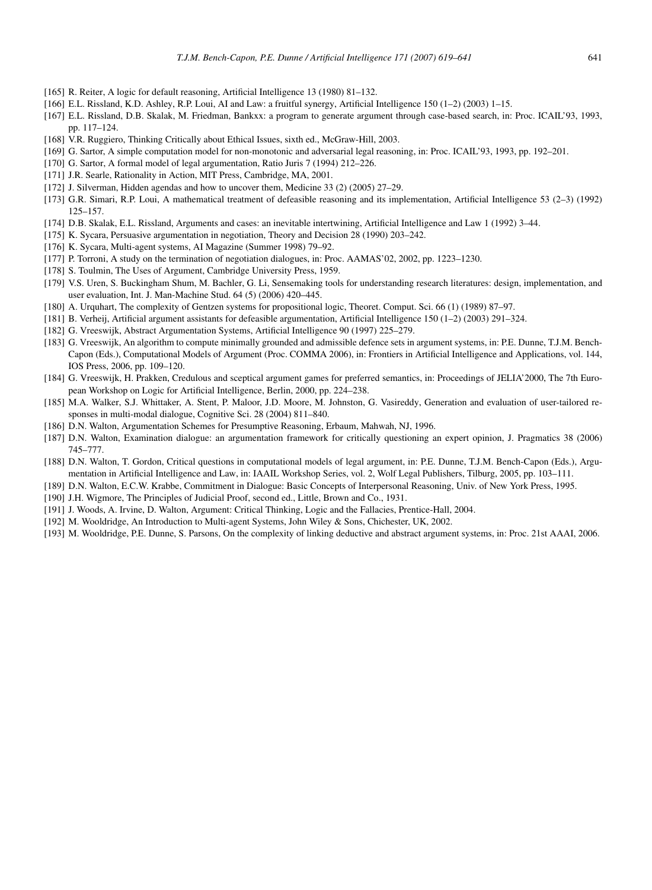[165] R. Reiter, A logic for default reasoning, Artificial Intelligence 13 (1980) 81–132.

[166] E.L. Rissland, K.D. Ashley, R.P. Loui, AI and Law: a fruitful synergy, Artificial Intelligence 150 (1–2) (2003) 1–15.

[167] E.L. Rissland, D.B. Skalak, M. Friedman, Bankxx: a program to generate argument through case-based search, in: Proc. ICAIL'93, 1993, pp. 117–124.

[168] V.R. Ruggiero, Thinking Critically about Ethical Issues, sixth ed., McGraw-Hill, 2003.

[169] G. Sartor, A simple computation model for non-monotonic and adversarial legal reasoning, in: Proc. ICAIL'93, 1993, pp. 192–201.

[170] G. Sartor, A formal model of legal argumentation, Ratio Juris 7 (1994) 212–226.

[171] J.R. Searle, Rationality in Action, MIT Press, Cambridge, MA, 2001.

[172] J. Silverman, Hidden agendas and how to uncover them, Medicine 33 (2) (2005) 27–29.

[173] G.R. Simari, R.P. Loui, A mathematical treatment of defeasible reasoning and its implementation, Artificial Intelligence 53 (2–3) (1992) 125–157.

[174] D.B. Skalak, E.L. Rissland, Arguments and cases: an inevitable intertwining, Artificial Intelligence and Law 1 (1992) 3–44.

[175] K. Sycara, Persuasive argumentation in negotiation, Theory and Decision 28 (1990) 203–242.

[176] K. Sycara, Multi-agent systems, AI Magazine (Summer 1998) 79–92.

[177] P. Torroni, A study on the termination of negotiation dialogues, in: Proc. AAMAS'02, 2002, pp. 1223–1230.

[178] S. Toulmin, The Uses of Argument, Cambridge University Press, 1959.

[179] V.S. Uren, S. Buckingham Shum, M. Bachler, G. Li, Sensemaking tools for understanding research literatures: design, implementation, and user evaluation, Int. J. Man-Machine Stud. 64 (5) (2006) 420–445.

[180] A. Urquhart, The complexity of Gentzen systems for propositional logic, Theoret. Comput. Sci. 66 (1) (1989) 87–97.

[181] B. Verheij, Artificial argument assistants for defeasible argumentation, Artificial Intelligence 150 (1–2) (2003) 291–324.

[182] G. Vreeswijk, Abstract Argumentation Systems, Artificial Intelligence 90 (1997) 225–279.

[183] G. Vreeswijk, An algorithm to compute minimally grounded and admissible defence sets in argument systems, in: P.E. Dunne, T.J.M. Bench-Capon (Eds.), Computational Models of Argument (Proc. COMMA 2006), in: Frontiers in Artificial Intelligence and Applications, vol. 144, IOS Press, 2006, pp. 109–120.

[184] G. Vreeswijk, H. Prakken, Credulous and sceptical argument games for preferred semantics, in: Proceedings of JELIA'2000, The 7th European Workshop on Logic for Artificial Intelligence, Berlin, 2000, pp. 224–238.

[185] M.A. Walker, S.J. Whittaker, A. Stent, P. Maloor, J.D. Moore, M. Johnston, G. Vasireddy, Generation and evaluation of user-tailored responses in multi-modal dialogue, Cognitive Sci. 28 (2004) 811–840.

[186] D.N. Walton, Argumentation Schemes for Presumptive Reasoning, Erbaum, Mahwah, NJ, 1996.

[187] D.N. Walton, Examination dialogue: an argumentation framework for critically questioning an expert opinion, J. Pragmatics 38 (2006) 745–777.

[188] D.N. Walton, T. Gordon, Critical questions in computational models of legal argument, in: P.E. Dunne, T.J.M. Bench-Capon (Eds.), Argumentation in Artificial Intelligence and Law, in: IAAIL Workshop Series, vol. 2, Wolf Legal Publishers, Tilburg, 2005, pp. 103–111.

[189] D.N. Walton, E.C.W. Krabbe, Commitment in Dialogue: Basic Concepts of Interpersonal Reasoning, Univ. of New York Press, 1995.

[190] J.H. Wigmore, The Principles of Judicial Proof, second ed., Little, Brown and Co., 1931.

[191] J. Woods, A. Irvine, D. Walton, Argument: Critical Thinking, Logic and the Fallacies, Prentice-Hall, 2004.

[192] M. Wooldridge, An Introduction to Multi-agent Systems, John Wiley & Sons, Chichester, UK, 2002.

[193] M. Wooldridge, P.E. Dunne, S. Parsons, On the complexity of linking deductive and abstract argument systems, in: Proc. 21st AAAI, 2006.